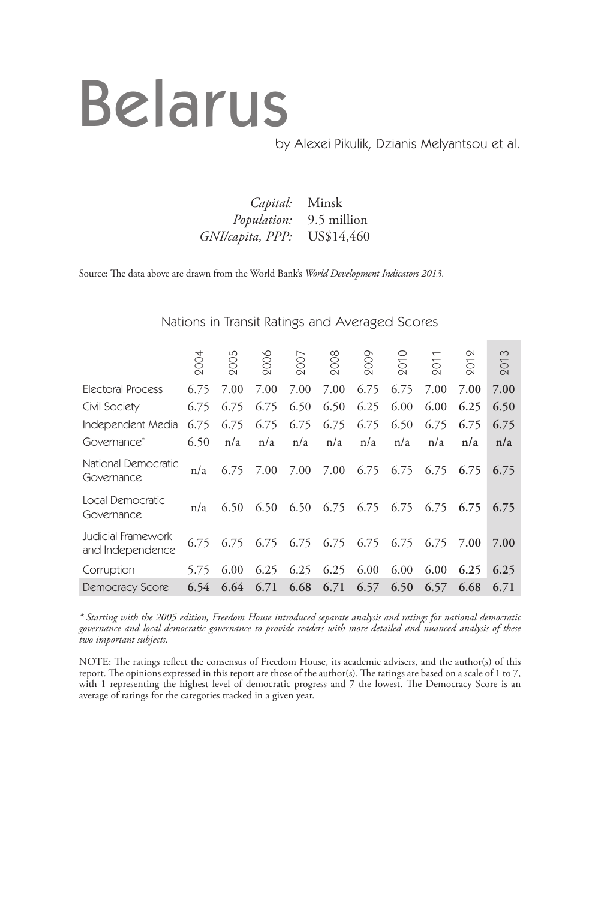# Belarus

by Alexei Pikulik, Dzianis Melyantsou et al.

*Capital:* Minsk
*Population:* 9.5 million
*GNI/capita, PPP:* US$14,460

Source: The data above are drawn from the World Bank's *World Development Indicators 2013.*

## Nations in Transit Ratings and Averaged Scores

| | 2004 | 2005 | 2006 | 2007 | 2008 | 2009 | 2010 | 2011 | 2012 | 2013 |
|---|---|---|---|---|---|---|---|---|---|---|
| Electoral Process | 6.75 | 7.00 | 7.00 | 7.00 | 7.00 | 6.75 | 6.75 | 7.00 | **7.00** | **7.00** |
| Civil Society | 6.75 | 6.75 | 6.75 | 6.50 | 6.50 | 6.25 | 6.00 | 6.00 | **6.25** | **6.50** |
| Independent Media | 6.75 | 6.75 | 6.75 | 6.75 | 6.75 | 6.75 | 6.50 | 6.75 | **6.75** | **6.75** |
| Governance* | 6.50 | n/a | n/a | n/a | n/a | n/a | n/a | n/a | **n/a** | **n/a** |
| National Democratic Governance | n/a | 6.75 | 7.00 | 7.00 | 7.00 | 6.75 | 6.75 | 6.75 | **6.75** | **6.75** |
| Local Democratic Governance | n/a | 6.50 | 6.50 | 6.50 | 6.75 | 6.75 | 6.75 | 6.75 | **6.75** | **6.75** |
| Judicial Framework and Independence | 6.75 | 6.75 | 6.75 | 6.75 | 6.75 | 6.75 | 6.75 | 6.75 | **7.00** | **7.00** |
| Corruption | 5.75 | 6.00 | 6.25 | 6.25 | 6.25 | 6.00 | 6.00 | 6.00 | **6.25** | **6.25** |
| Democracy Score | **6.54** | **6.64** | **6.71** | **6.68** | **6.71** | **6.57** | **6.50** | **6.57** | **6.68** | **6.71** |

*\* Starting with the 2005 edition, Freedom House introduced separate analysis and ratings for national democratic governance and local democratic governance to provide readers with more detailed and nuanced analysis of these two important subjects.*

NOTE: The ratings reflect the consensus of Freedom House, its academic advisers, and the author(s) of this report. The opinions expressed in this report are those of the author(s). The ratings are based on a scale of 1 to 7, with 1 representing the highest level of democratic progress and 7 the lowest. The Democracy Score is an average of ratings for the categories tracked in a given year.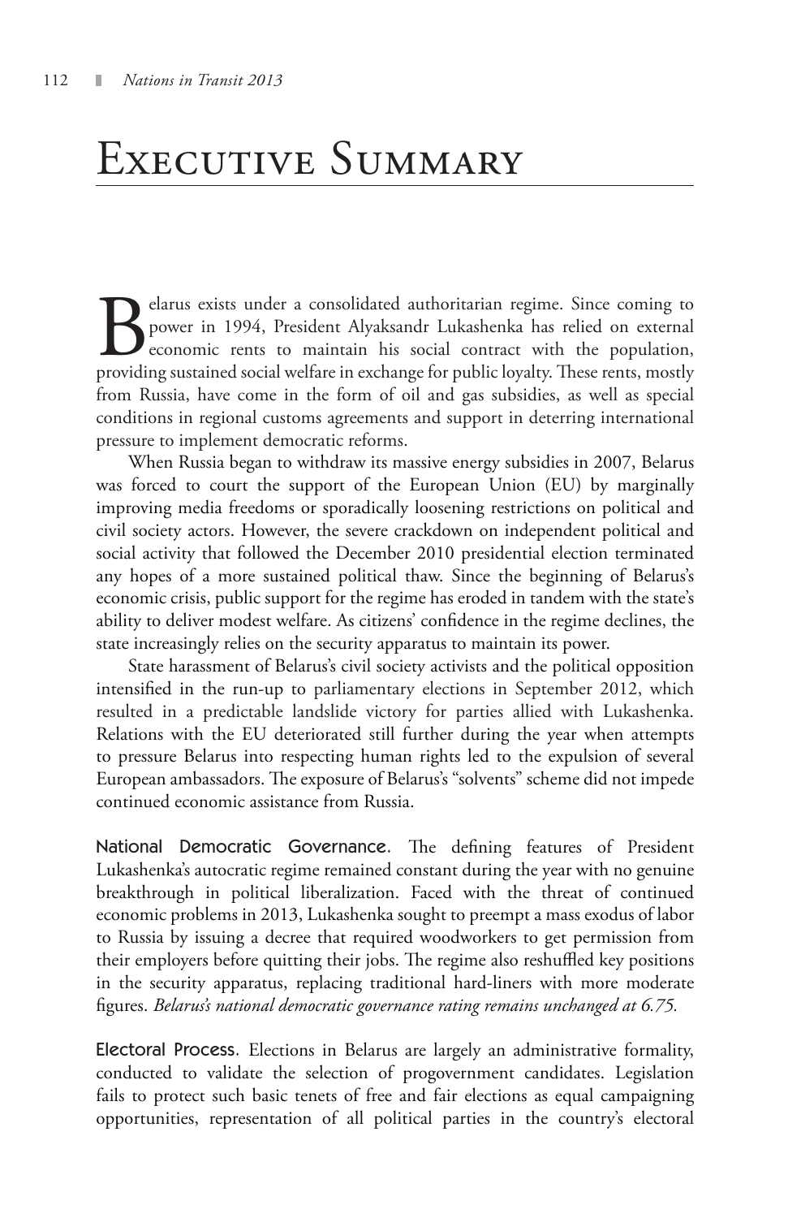# Executive Summary

Belarus exists under a consolidated authoritarian regime. Since coming to power in 1994, President Alyaksandr Lukashenka has relied on external economic rents to maintain his social contract with the population, providing sustained social welfare in exchange for public loyalty. These rents, mostly from Russia, have come in the form of oil and gas subsidies, as well as special conditions in regional customs agreements and support in deterring international pressure to implement democratic reforms.

When Russia began to withdraw its massive energy subsidies in 2007, Belarus was forced to court the support of the European Union (EU) by marginally improving media freedoms or sporadically loosening restrictions on political and civil society actors. However, the severe crackdown on independent political and social activity that followed the December 2010 presidential election terminated any hopes of a more sustained political thaw. Since the beginning of Belarus's economic crisis, public support for the regime has eroded in tandem with the state's ability to deliver modest welfare. As citizens' confidence in the regime declines, the state increasingly relies on the security apparatus to maintain its power.

State harassment of Belarus's civil society activists and the political opposition intensified in the run-up to parliamentary elections in September 2012, which resulted in a predictable landslide victory for parties allied with Lukashenka. Relations with the EU deteriorated still further during the year when attempts to pressure Belarus into respecting human rights led to the expulsion of several European ambassadors. The exposure of Belarus's "solvents" scheme did not impede continued economic assistance from Russia.

**National Democratic Governance**. The defining features of President Lukashenka's autocratic regime remained constant during the year with no genuine breakthrough in political liberalization. Faced with the threat of continued economic problems in 2013, Lukashenka sought to preempt a mass exodus of labor to Russia by issuing a decree that required woodworkers to get permission from their employers before quitting their jobs. The regime also reshuffled key positions in the security apparatus, replacing traditional hard-liners with more moderate figures. *Belarus's national democratic governance rating remains unchanged at 6.75.*

**Electoral Process**. Elections in Belarus are largely an administrative formality, conducted to validate the selection of progovernment candidates. Legislation fails to protect such basic tenets of free and fair elections as equal campaigning opportunities, representation of all political parties in the country's electoral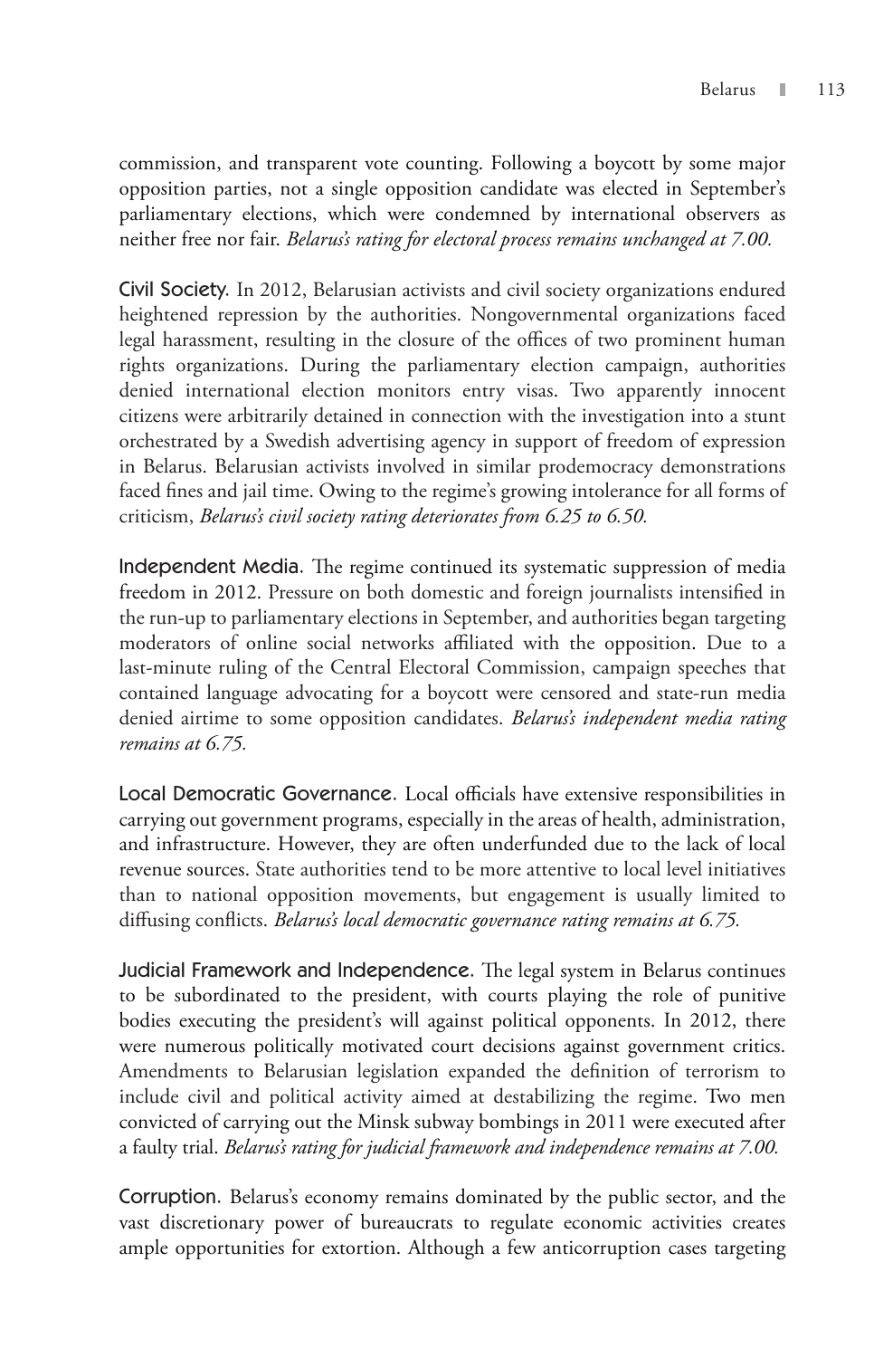commission, and transparent vote counting. Following a boycott by some major opposition parties, not a single opposition candidate was elected in September's parliamentary elections, which were condemned by international observers as neither free nor fair. *Belarus's rating for electoral process remains unchanged at 7.00.*

**Civil Society.** In 2012, Belarusian activists and civil society organizations endured heightened repression by the authorities. Nongovernmental organizations faced legal harassment, resulting in the closure of the offices of two prominent human rights organizations. During the parliamentary election campaign, authorities denied international election monitors entry visas. Two apparently innocent citizens were arbitrarily detained in connection with the investigation into a stunt orchestrated by a Swedish advertising agency in support of freedom of expression in Belarus. Belarusian activists involved in similar prodemocracy demonstrations faced fines and jail time. Owing to the regime's growing intolerance for all forms of criticism, *Belarus's civil society rating deteriorates from 6.25 to 6.50.*

**Independent Media.** The regime continued its systematic suppression of media freedom in 2012. Pressure on both domestic and foreign journalists intensified in the run-up to parliamentary elections in September, and authorities began targeting moderators of online social networks affiliated with the opposition. Due to a last-minute ruling of the Central Electoral Commission, campaign speeches that contained language advocating for a boycott were censored and state-run media denied airtime to some opposition candidates. *Belarus's independent media rating remains at 6.75.*

**Local Democratic Governance.** Local officials have extensive responsibilities in carrying out government programs, especially in the areas of health, administration, and infrastructure. However, they are often underfunded due to the lack of local revenue sources. State authorities tend to be more attentive to local level initiatives than to national opposition movements, but engagement is usually limited to diffusing conflicts. *Belarus's local democratic governance rating remains at 6.75.*

**Judicial Framework and Independence.** The legal system in Belarus continues to be subordinated to the president, with courts playing the role of punitive bodies executing the president's will against political opponents. In 2012, there were numerous politically motivated court decisions against government critics. Amendments to Belarusian legislation expanded the definition of terrorism to include civil and political activity aimed at destabilizing the regime. Two men convicted of carrying out the Minsk subway bombings in 2011 were executed after a faulty trial. *Belarus's rating for judicial framework and independence remains at 7.00.*

**Corruption.** Belarus's economy remains dominated by the public sector, and the vast discretionary power of bureaucrats to regulate economic activities creates ample opportunities for extortion. Although a few anticorruption cases targeting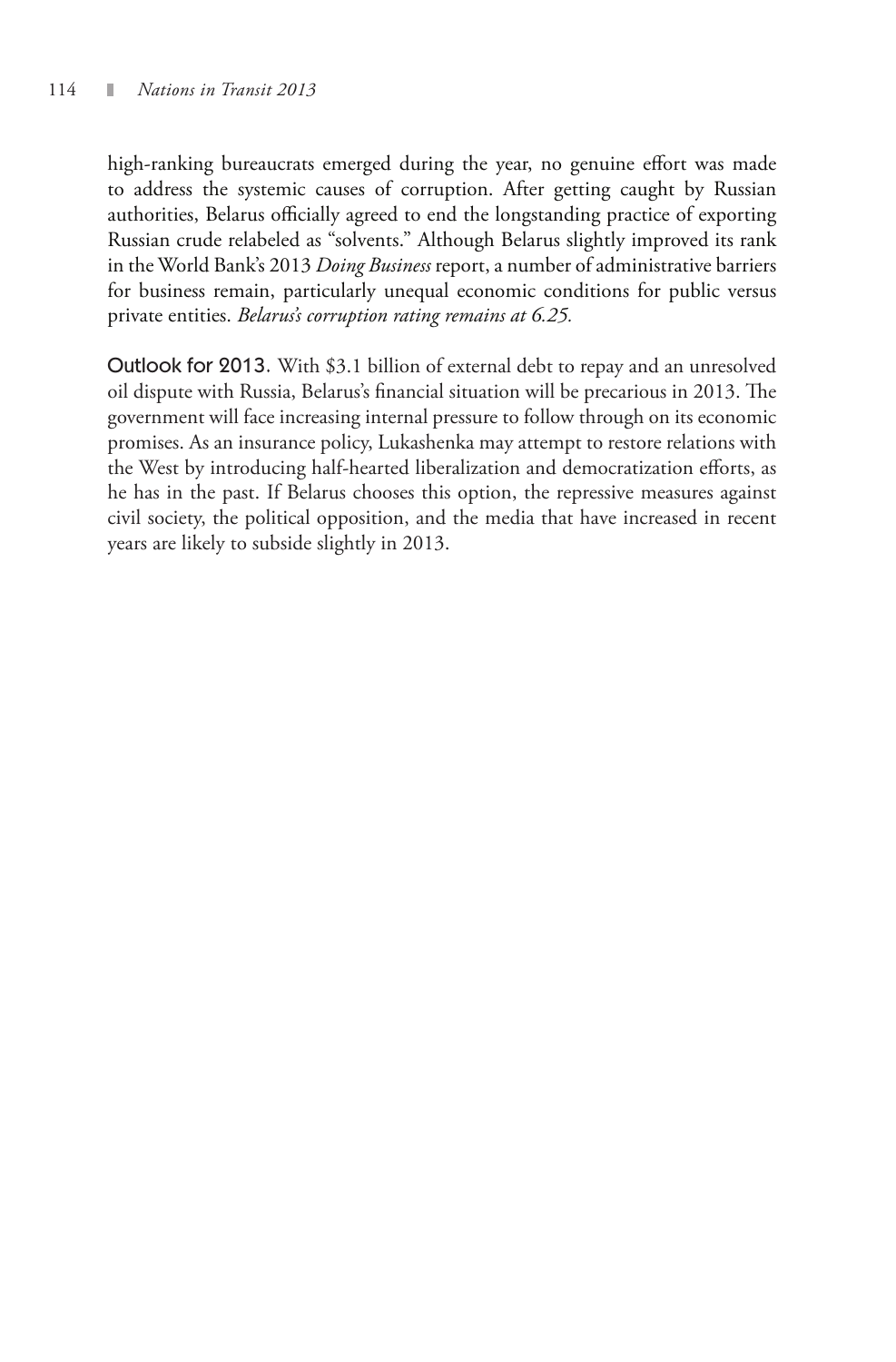high-ranking bureaucrats emerged during the year, no genuine effort was made to address the systemic causes of corruption. After getting caught by Russian authorities, Belarus officially agreed to end the longstanding practice of exporting Russian crude relabeled as "solvents." Although Belarus slightly improved its rank in the World Bank's 2013 *Doing Business* report, a number of administrative barriers for business remain, particularly unequal economic conditions for public versus private entities. *Belarus's corruption rating remains at 6.25.*

**Outlook for 2013.** With $3.1 billion of external debt to repay and an unresolved oil dispute with Russia, Belarus's financial situation will be precarious in 2013. The government will face increasing internal pressure to follow through on its economic promises. As an insurance policy, Lukashenka may attempt to restore relations with the West by introducing half-hearted liberalization and democratization efforts, as he has in the past. If Belarus chooses this option, the repressive measures against civil society, the political opposition, and the media that have increased in recent years are likely to subside slightly in 2013.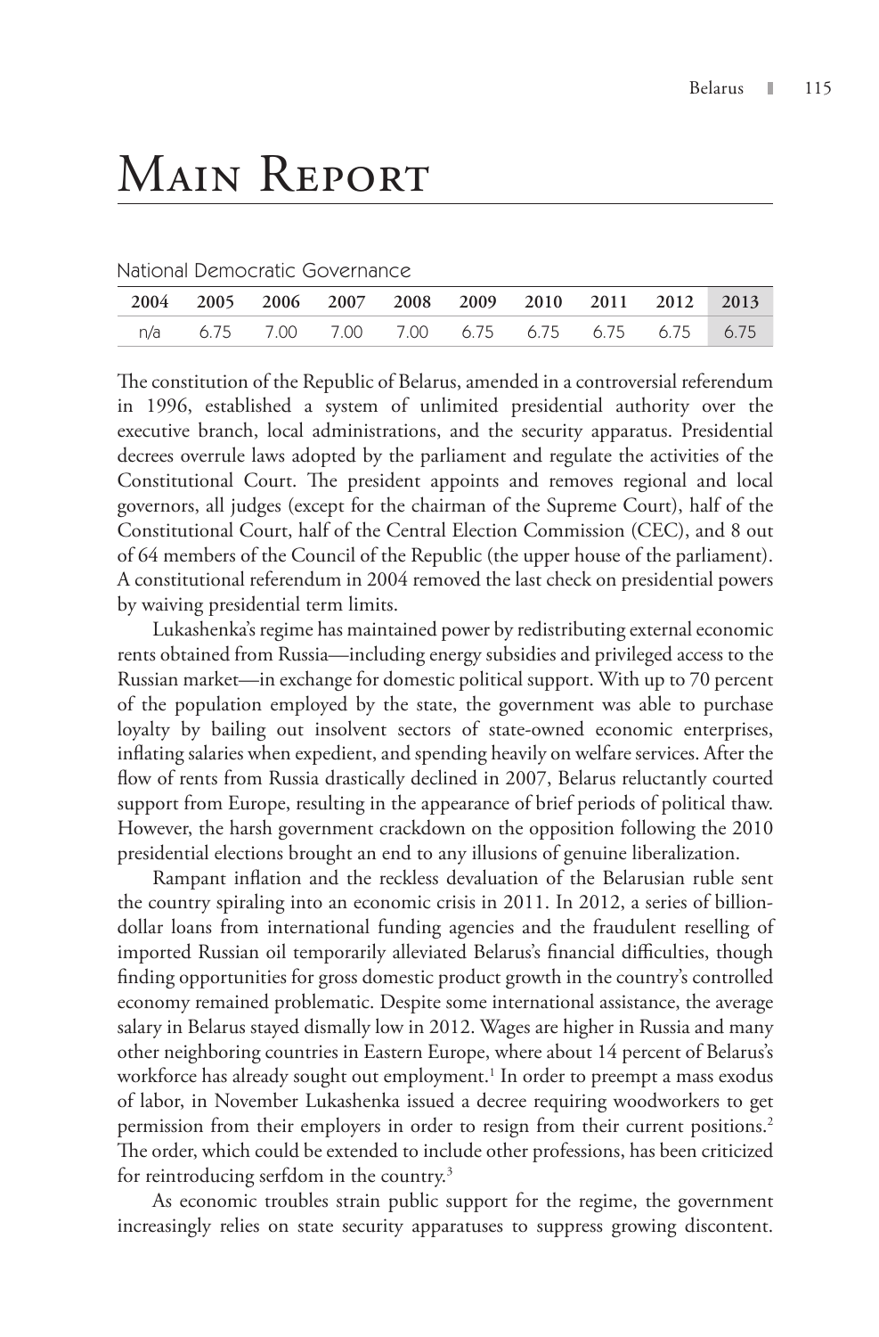# Main Report

National Democratic Governance

| 2004 | 2005 | 2006 | 2007 | 2008 | 2009 | 2010 | 2011 | 2012 | 2013 |
|---|---|---|---|---|---|---|---|---|---|
| n/a | 6.75 | 7.00 | 7.00 | 7.00 | 6.75 | 6.75 | 6.75 | 6.75 | 6.75 |

The constitution of the Republic of Belarus, amended in a controversial referendum in 1996, established a system of unlimited presidential authority over the executive branch, local administrations, and the security apparatus. Presidential decrees overrule laws adopted by the parliament and regulate the activities of the Constitutional Court. The president appoints and removes regional and local governors, all judges (except for the chairman of the Supreme Court), half of the Constitutional Court, half of the Central Election Commission (CEC), and 8 out of 64 members of the Council of the Republic (the upper house of the parliament). A constitutional referendum in 2004 removed the last check on presidential powers by waiving presidential term limits.

Lukashenka's regime has maintained power by redistributing external economic rents obtained from Russia—including energy subsidies and privileged access to the Russian market—in exchange for domestic political support. With up to 70 percent of the population employed by the state, the government was able to purchase loyalty by bailing out insolvent sectors of state-owned economic enterprises, inflating salaries when expedient, and spending heavily on welfare services. After the flow of rents from Russia drastically declined in 2007, Belarus reluctantly courted support from Europe, resulting in the appearance of brief periods of political thaw. However, the harsh government crackdown on the opposition following the 2010 presidential elections brought an end to any illusions of genuine liberalization.

Rampant inflation and the reckless devaluation of the Belarusian ruble sent the country spiraling into an economic crisis in 2011. In 2012, a series of billion-dollar loans from international funding agencies and the fraudulent reselling of imported Russian oil temporarily alleviated Belarus's financial difficulties, though finding opportunities for gross domestic product growth in the country's controlled economy remained problematic. Despite some international assistance, the average salary in Belarus stayed dismally low in 2012. Wages are higher in Russia and many other neighboring countries in Eastern Europe, where about 14 percent of Belarus's workforce has already sought out employment.[1] In order to preempt a mass exodus of labor, in November Lukashenka issued a decree requiring woodworkers to get permission from their employers in order to resign from their current positions.[2] The order, which could be extended to include other professions, has been criticized for reintroducing serfdom in the country.[3]

As economic troubles strain public support for the regime, the government increasingly relies on state security apparatuses to suppress growing discontent.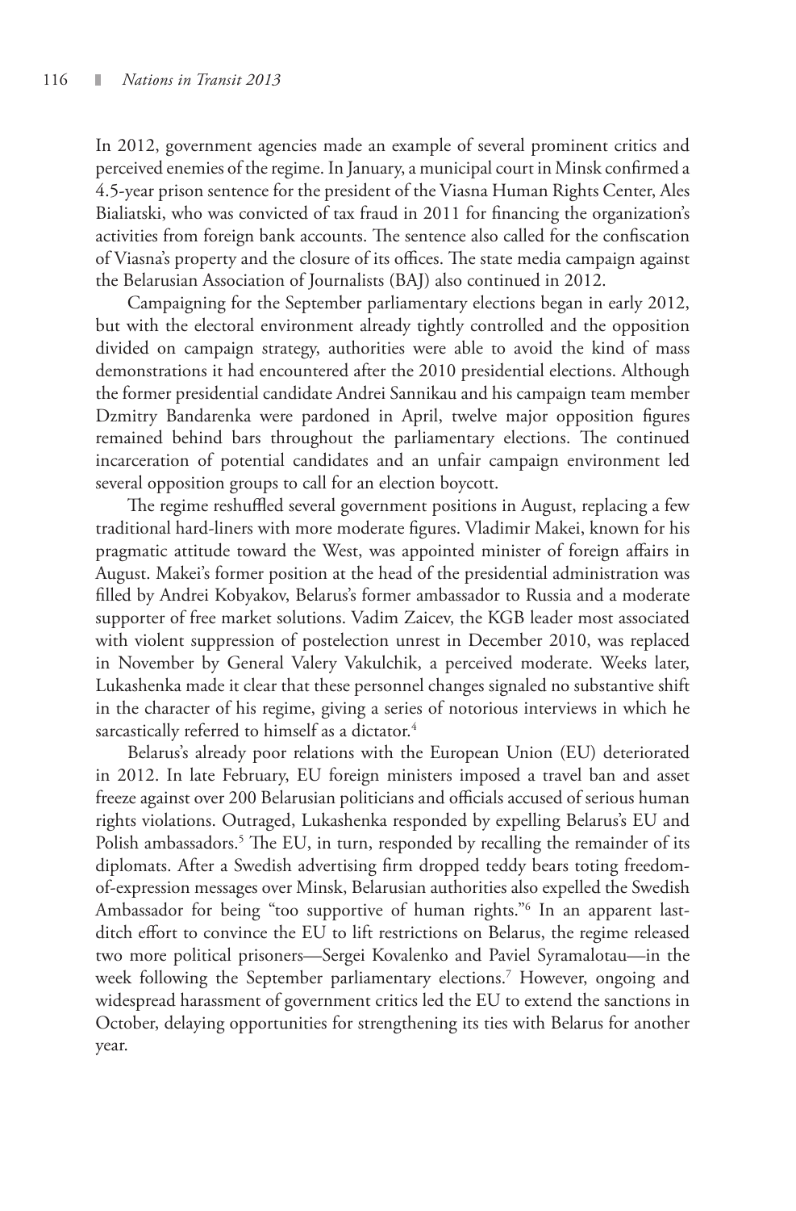In 2012, government agencies made an example of several prominent critics and perceived enemies of the regime. In January, a municipal court in Minsk confirmed a 4.5-year prison sentence for the president of the Viasna Human Rights Center, Ales Bialiatski, who was convicted of tax fraud in 2011 for financing the organization's activities from foreign bank accounts. The sentence also called for the confiscation of Viasna's property and the closure of its offices. The state media campaign against the Belarusian Association of Journalists (BAJ) also continued in 2012.

Campaigning for the September parliamentary elections began in early 2012, but with the electoral environment already tightly controlled and the opposition divided on campaign strategy, authorities were able to avoid the kind of mass demonstrations it had encountered after the 2010 presidential elections. Although the former presidential candidate Andrei Sannikau and his campaign team member Dzmitry Bandarenka were pardoned in April, twelve major opposition figures remained behind bars throughout the parliamentary elections. The continued incarceration of potential candidates and an unfair campaign environment led several opposition groups to call for an election boycott.

The regime reshuffled several government positions in August, replacing a few traditional hard-liners with more moderate figures. Vladimir Makei, known for his pragmatic attitude toward the West, was appointed minister of foreign affairs in August. Makei's former position at the head of the presidential administration was filled by Andrei Kobyakov, Belarus's former ambassador to Russia and a moderate supporter of free market solutions. Vadim Zaicev, the KGB leader most associated with violent suppression of postelection unrest in December 2010, was replaced in November by General Valery Vakulchik, a perceived moderate. Weeks later, Lukashenka made it clear that these personnel changes signaled no substantive shift in the character of his regime, giving a series of notorious interviews in which he sarcastically referred to himself as a dictator.[4]

Belarus's already poor relations with the European Union (EU) deteriorated in 2012. In late February, EU foreign ministers imposed a travel ban and asset freeze against over 200 Belarusian politicians and officials accused of serious human rights violations. Outraged, Lukashenka responded by expelling Belarus's EU and Polish ambassadors.[5] The EU, in turn, responded by recalling the remainder of its diplomats. After a Swedish advertising firm dropped teddy bears toting freedom-of-expression messages over Minsk, Belarusian authorities also expelled the Swedish Ambassador for being "too supportive of human rights."[6] In an apparent last-ditch effort to convince the EU to lift restrictions on Belarus, the regime released two more political prisoners—Sergei Kovalenko and Paviel Syramalotau—in the week following the September parliamentary elections.[7] However, ongoing and widespread harassment of government critics led the EU to extend the sanctions in October, delaying opportunities for strengthening its ties with Belarus for another year.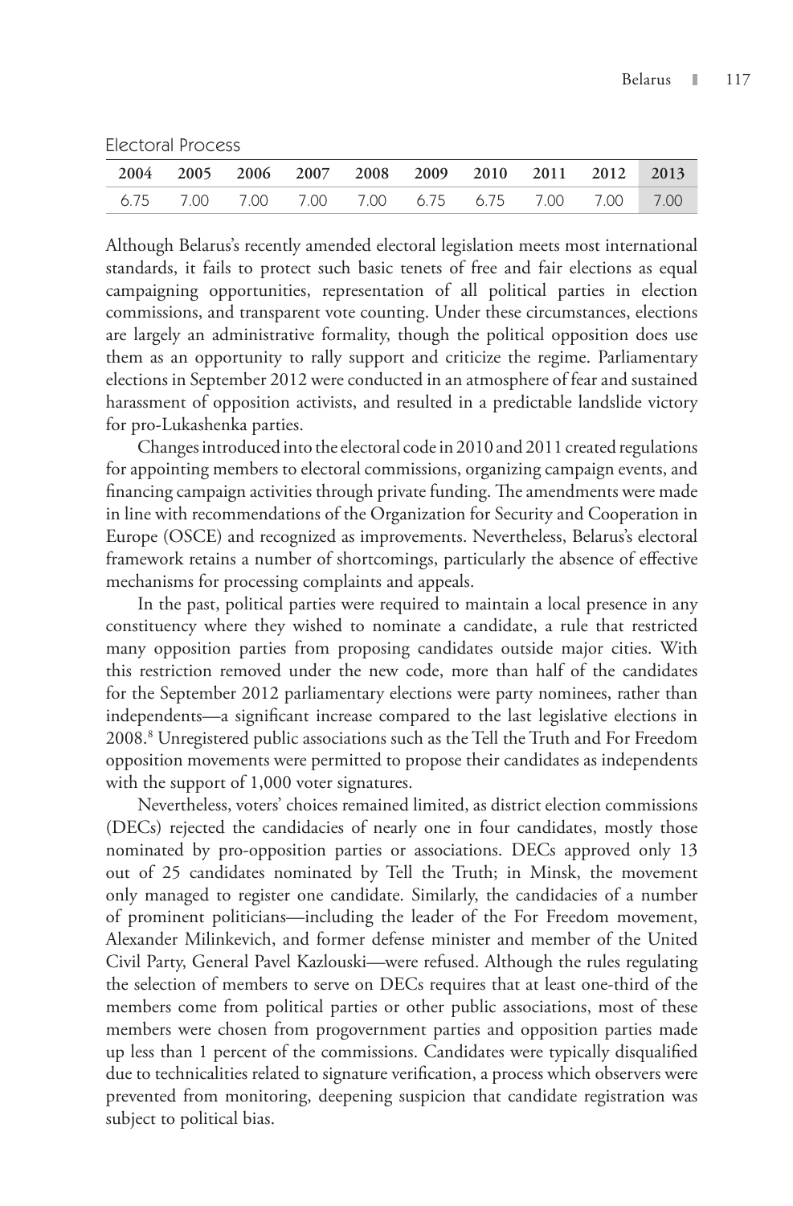Electoral Process

| 2004 | 2005 | 2006 | 2007 | 2008 | 2009 | 2010 | 2011 | 2012 | 2013 |
|---|---|---|---|---|---|---|---|---|---|
| 6.75 | 7.00 | 7.00 | 7.00 | 7.00 | 6.75 | 6.75 | 7.00 | 7.00 | 7.00 |

Although Belarus's recently amended electoral legislation meets most international standards, it fails to protect such basic tenets of free and fair elections as equal campaigning opportunities, representation of all political parties in election commissions, and transparent vote counting. Under these circumstances, elections are largely an administrative formality, though the political opposition does use them as an opportunity to rally support and criticize the regime. Parliamentary elections in September 2012 were conducted in an atmosphere of fear and sustained harassment of opposition activists, and resulted in a predictable landslide victory for pro-Lukashenka parties.

Changes introduced into the electoral code in 2010 and 2011 created regulations for appointing members to electoral commissions, organizing campaign events, and financing campaign activities through private funding. The amendments were made in line with recommendations of the Organization for Security and Cooperation in Europe (OSCE) and recognized as improvements. Nevertheless, Belarus's electoral framework retains a number of shortcomings, particularly the absence of effective mechanisms for processing complaints and appeals.

In the past, political parties were required to maintain a local presence in any constituency where they wished to nominate a candidate, a rule that restricted many opposition parties from proposing candidates outside major cities. With this restriction removed under the new code, more than half of the candidates for the September 2012 parliamentary elections were party nominees, rather than independents—a significant increase compared to the last legislative elections in 2008.[8] Unregistered public associations such as the Tell the Truth and For Freedom opposition movements were permitted to propose their candidates as independents with the support of 1,000 voter signatures.

Nevertheless, voters' choices remained limited, as district election commissions (DECs) rejected the candidacies of nearly one in four candidates, mostly those nominated by pro-opposition parties or associations. DECs approved only 13 out of 25 candidates nominated by Tell the Truth; in Minsk, the movement only managed to register one candidate. Similarly, the candidacies of a number of prominent politicians—including the leader of the For Freedom movement, Alexander Milinkevich, and former defense minister and member of the United Civil Party, General Pavel Kazlouski—were refused. Although the rules regulating the selection of members to serve on DECs requires that at least one-third of the members come from political parties or other public associations, most of these members were chosen from progovernment parties and opposition parties made up less than 1 percent of the commissions. Candidates were typically disqualified due to technicalities related to signature verification, a process which observers were prevented from monitoring, deepening suspicion that candidate registration was subject to political bias.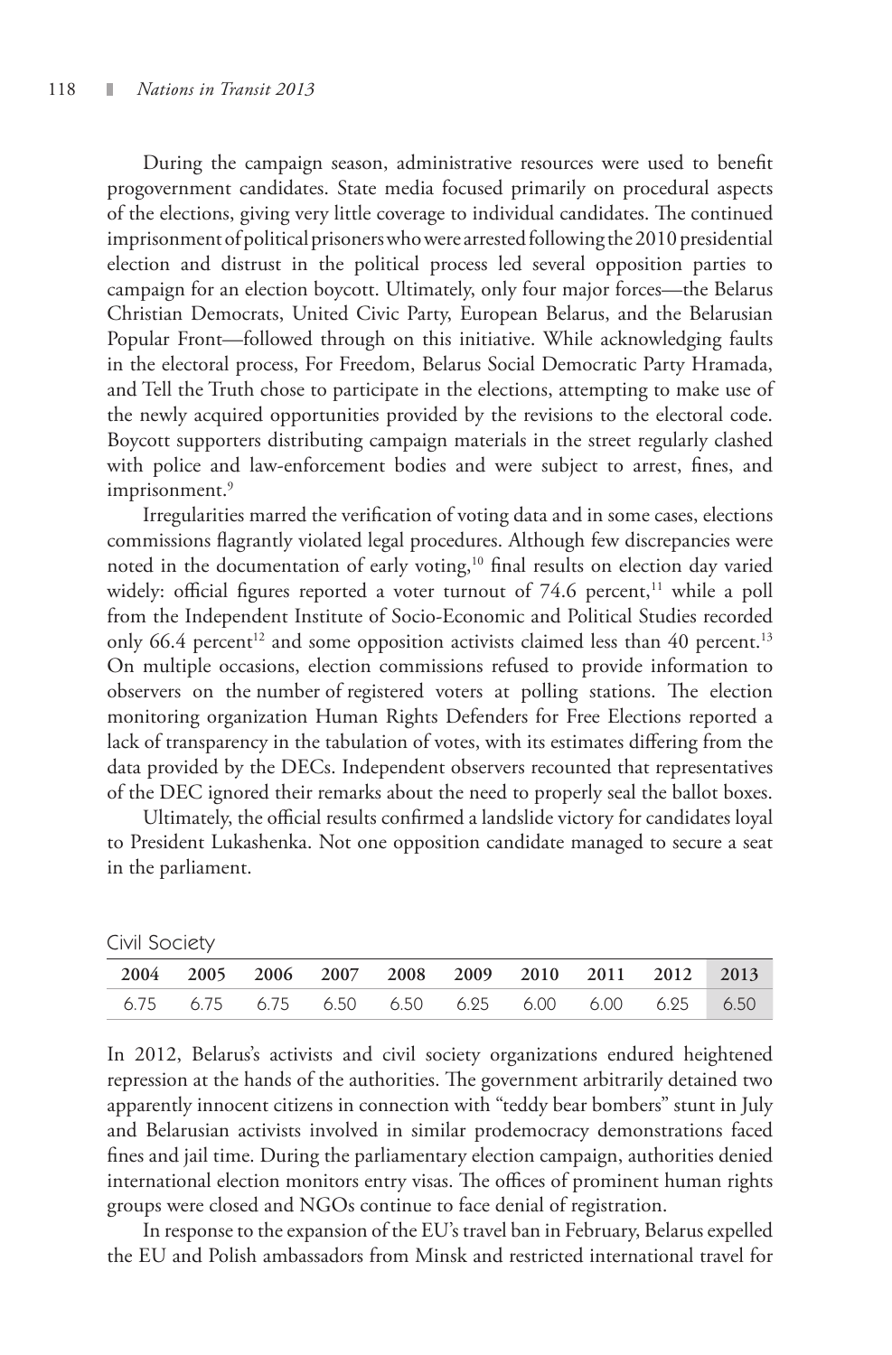During the campaign season, administrative resources were used to benefit progovernment candidates. State media focused primarily on procedural aspects of the elections, giving very little coverage to individual candidates. The continued imprisonment of political prisoners who were arrested following the 2010 presidential election and distrust in the political process led several opposition parties to campaign for an election boycott. Ultimately, only four major forces—the Belarus Christian Democrats, United Civic Party, European Belarus, and the Belarusian Popular Front—followed through on this initiative. While acknowledging faults in the electoral process, For Freedom, Belarus Social Democratic Party Hramada, and Tell the Truth chose to participate in the elections, attempting to make use of the newly acquired opportunities provided by the revisions to the electoral code. Boycott supporters distributing campaign materials in the street regularly clashed with police and law-enforcement bodies and were subject to arrest, fines, and imprisonment.[9]

Irregularities marred the verification of voting data and in some cases, elections commissions flagrantly violated legal procedures. Although few discrepancies were noted in the documentation of early voting,[10] final results on election day varied widely: official figures reported a voter turnout of 74.6 percent,[11] while a poll from the Independent Institute of Socio-Economic and Political Studies recorded only 66.4 percent[12] and some opposition activists claimed less than 40 percent.[13] On multiple occasions, election commissions refused to provide information to observers on the number of registered voters at polling stations. The election monitoring organization Human Rights Defenders for Free Elections reported a lack of transparency in the tabulation of votes, with its estimates differing from the data provided by the DECs. Independent observers recounted that representatives of the DEC ignored their remarks about the need to properly seal the ballot boxes.

Ultimately, the official results confirmed a landslide victory for candidates loyal to President Lukashenka. Not one opposition candidate managed to secure a seat in the parliament.

## Civil Society

| 2004 | 2005 | 2006 | 2007 | 2008 | 2009 | 2010 | 2011 | 2012 | 2013 |
|---|---|---|---|---|---|---|---|---|---|
| 6.75 | 6.75 | 6.75 | 6.50 | 6.50 | 6.25 | 6.00 | 6.00 | 6.25 | 6.50 |

In 2012, Belarus's activists and civil society organizations endured heightened repression at the hands of the authorities. The government arbitrarily detained two apparently innocent citizens in connection with "teddy bear bombers" stunt in July and Belarusian activists involved in similar prodemocracy demonstrations faced fines and jail time. During the parliamentary election campaign, authorities denied international election monitors entry visas. The offices of prominent human rights groups were closed and NGOs continue to face denial of registration.

In response to the expansion of the EU's travel ban in February, Belarus expelled the EU and Polish ambassadors from Minsk and restricted international travel for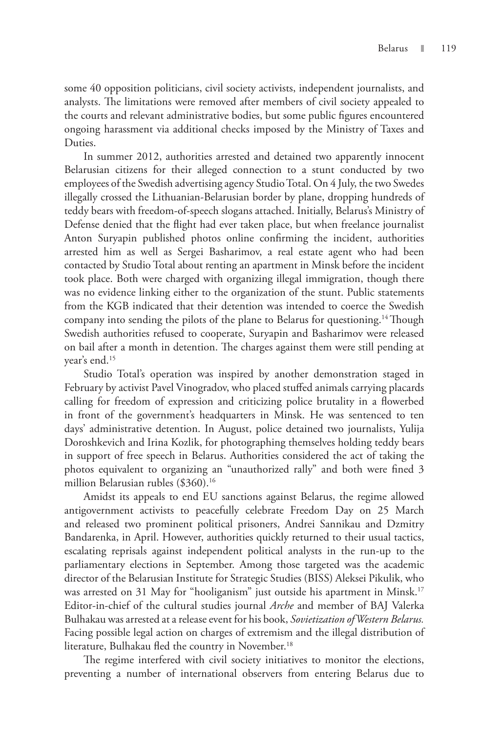some 40 opposition politicians, civil society activists, independent journalists, and analysts. The limitations were removed after members of civil society appealed to the courts and relevant administrative bodies, but some public figures encountered ongoing harassment via additional checks imposed by the Ministry of Taxes and Duties.

In summer 2012, authorities arrested and detained two apparently innocent Belarusian citizens for their alleged connection to a stunt conducted by two employees of the Swedish advertising agency Studio Total. On 4 July, the two Swedes illegally crossed the Lithuanian-Belarusian border by plane, dropping hundreds of teddy bears with freedom-of-speech slogans attached. Initially, Belarus's Ministry of Defense denied that the flight had ever taken place, but when freelance journalist Anton Suryapin published photos online confirming the incident, authorities arrested him as well as Sergei Basharimov, a real estate agent who had been contacted by Studio Total about renting an apartment in Minsk before the incident took place. Both were charged with organizing illegal immigration, though there was no evidence linking either to the organization of the stunt. Public statements from the KGB indicated that their detention was intended to coerce the Swedish company into sending the pilots of the plane to Belarus for questioning.[14] Though Swedish authorities refused to cooperate, Suryapin and Basharimov were released on bail after a month in detention. The charges against them were still pending at year's end.[15]

Studio Total's operation was inspired by another demonstration staged in February by activist Pavel Vinogradov, who placed stuffed animals carrying placards calling for freedom of expression and criticizing police brutality in a flowerbed in front of the government's headquarters in Minsk. He was sentenced to ten days' administrative detention. In August, police detained two journalists, Yulija Doroshkevich and Irina Kozlik, for photographing themselves holding teddy bears in support of free speech in Belarus. Authorities considered the act of taking the photos equivalent to organizing an "unauthorized rally" and both were fined 3 million Belarusian rubles ($360).[16]

Amidst its appeals to end EU sanctions against Belarus, the regime allowed antigovernment activists to peacefully celebrate Freedom Day on 25 March and released two prominent political prisoners, Andrei Sannikau and Dzmitry Bandarenka, in April. However, authorities quickly returned to their usual tactics, escalating reprisals against independent political analysts in the run-up to the parliamentary elections in September. Among those targeted was the academic director of the Belarusian Institute for Strategic Studies (BISS) Aleksei Pikulik, who was arrested on 31 May for "hooliganism" just outside his apartment in Minsk.[17] Editor-in-chief of the cultural studies journal *Arche* and member of BAJ Valerka Bulhakau was arrested at a release event for his book, *Sovietization of Western Belarus.* Facing possible legal action on charges of extremism and the illegal distribution of literature, Bulhakau fled the country in November.[18]

The regime interfered with civil society initiatives to monitor the elections, preventing a number of international observers from entering Belarus due to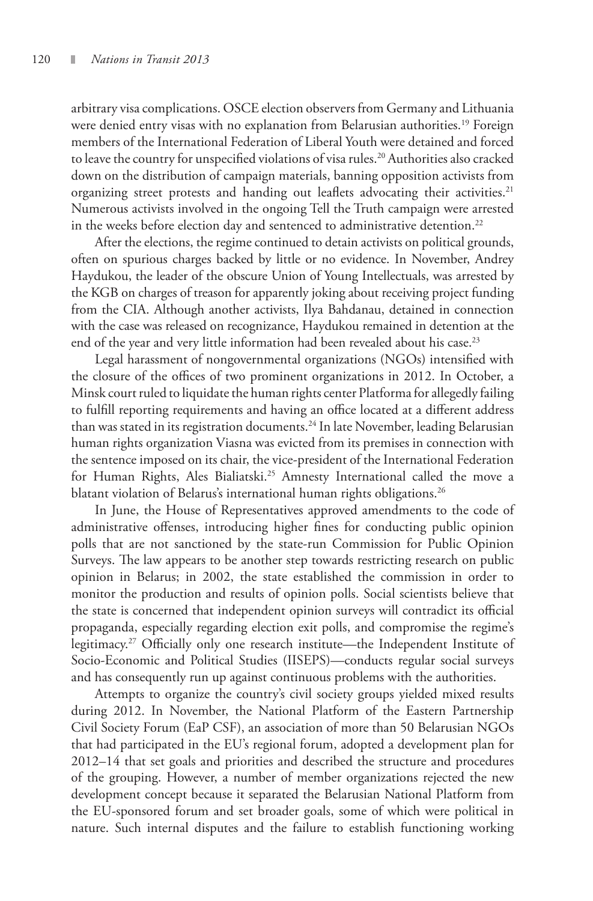arbitrary visa complications. OSCE election observers from Germany and Lithuania were denied entry visas with no explanation from Belarusian authorities.[19] Foreign members of the International Federation of Liberal Youth were detained and forced to leave the country for unspecified violations of visa rules.[20] Authorities also cracked down on the distribution of campaign materials, banning opposition activists from organizing street protests and handing out leaflets advocating their activities.[21] Numerous activists involved in the ongoing Tell the Truth campaign were arrested in the weeks before election day and sentenced to administrative detention.[22]

After the elections, the regime continued to detain activists on political grounds, often on spurious charges backed by little or no evidence. In November, Andrey Haydukou, the leader of the obscure Union of Young Intellectuals, was arrested by the KGB on charges of treason for apparently joking about receiving project funding from the CIA. Although another activists, Ilya Bahdanau, detained in connection with the case was released on recognizance, Haydukou remained in detention at the end of the year and very little information had been revealed about his case.[23]

Legal harassment of nongovernmental organizations (NGOs) intensified with the closure of the offices of two prominent organizations in 2012. In October, a Minsk court ruled to liquidate the human rights center Platforma for allegedly failing to fulfill reporting requirements and having an office located at a different address than was stated in its registration documents.[24] In late November, leading Belarusian human rights organization Viasna was evicted from its premises in connection with the sentence imposed on its chair, the vice-president of the International Federation for Human Rights, Ales Bialiatski.[25] Amnesty International called the move a blatant violation of Belarus's international human rights obligations.[26]

In June, the House of Representatives approved amendments to the code of administrative offenses, introducing higher fines for conducting public opinion polls that are not sanctioned by the state-run Commission for Public Opinion Surveys. The law appears to be another step towards restricting research on public opinion in Belarus; in 2002, the state established the commission in order to monitor the production and results of opinion polls. Social scientists believe that the state is concerned that independent opinion surveys will contradict its official propaganda, especially regarding election exit polls, and compromise the regime's legitimacy.[27] Officially only one research institute—the Independent Institute of Socio-Economic and Political Studies (IISEPS)—conducts regular social surveys and has consequently run up against continuous problems with the authorities.

Attempts to organize the country's civil society groups yielded mixed results during 2012. In November, the National Platform of the Eastern Partnership Civil Society Forum (EaP CSF), an association of more than 50 Belarusian NGOs that had participated in the EU's regional forum, adopted a development plan for 2012–14 that set goals and priorities and described the structure and procedures of the grouping. However, a number of member organizations rejected the new development concept because it separated the Belarusian National Platform from the EU-sponsored forum and set broader goals, some of which were political in nature. Such internal disputes and the failure to establish functioning working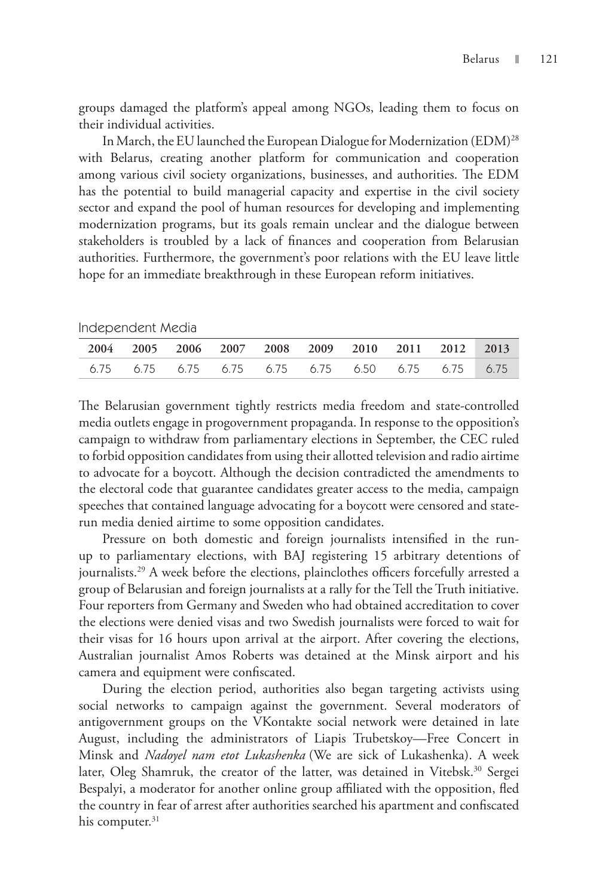groups damaged the platform's appeal among NGOs, leading them to focus on their individual activities.

In March, the EU launched the European Dialogue for Modernization (EDM)[28] with Belarus, creating another platform for communication and cooperation among various civil society organizations, businesses, and authorities. The EDM has the potential to build managerial capacity and expertise in the civil society sector and expand the pool of human resources for developing and implementing modernization programs, but its goals remain unclear and the dialogue between stakeholders is troubled by a lack of finances and cooperation from Belarusian authorities. Furthermore, the government's poor relations with the EU leave little hope for an immediate breakthrough in these European reform initiatives.

## Independent Media

| 2004 | 2005 | 2006 | 2007 | 2008 | 2009 | 2010 | 2011 | 2012 | 2013 |
|---|---|---|---|---|---|---|---|---|---|
| 6.75 | 6.75 | 6.75 | 6.75 | 6.75 | 6.75 | 6.50 | 6.75 | 6.75 | 6.75 |

The Belarusian government tightly restricts media freedom and state-controlled media outlets engage in progovernment propaganda. In response to the opposition's campaign to withdraw from parliamentary elections in September, the CEC ruled to forbid opposition candidates from using their allotted television and radio airtime to advocate for a boycott. Although the decision contradicted the amendments to the electoral code that guarantee candidates greater access to the media, campaign speeches that contained language advocating for a boycott were censored and state-run media denied airtime to some opposition candidates.

Pressure on both domestic and foreign journalists intensified in the run-up to parliamentary elections, with BAJ registering 15 arbitrary detentions of journalists.[29] A week before the elections, plainclothes officers forcefully arrested a group of Belarusian and foreign journalists at a rally for the Tell the Truth initiative. Four reporters from Germany and Sweden who had obtained accreditation to cover the elections were denied visas and two Swedish journalists were forced to wait for their visas for 16 hours upon arrival at the airport. After covering the elections, Australian journalist Amos Roberts was detained at the Minsk airport and his camera and equipment were confiscated.

During the election period, authorities also began targeting activists using social networks to campaign against the government. Several moderators of antigovernment groups on the VKontakte social network were detained in late August, including the administrators of Liapis Trubetskoy—Free Concert in Minsk and *Nadoyel nam etot Lukashenka* (We are sick of Lukashenka). A week later, Oleg Shamruk, the creator of the latter, was detained in Vitebsk.[30] Sergei Bespalyi, a moderator for another online group affiliated with the opposition, fled the country in fear of arrest after authorities searched his apartment and confiscated his computer.[31]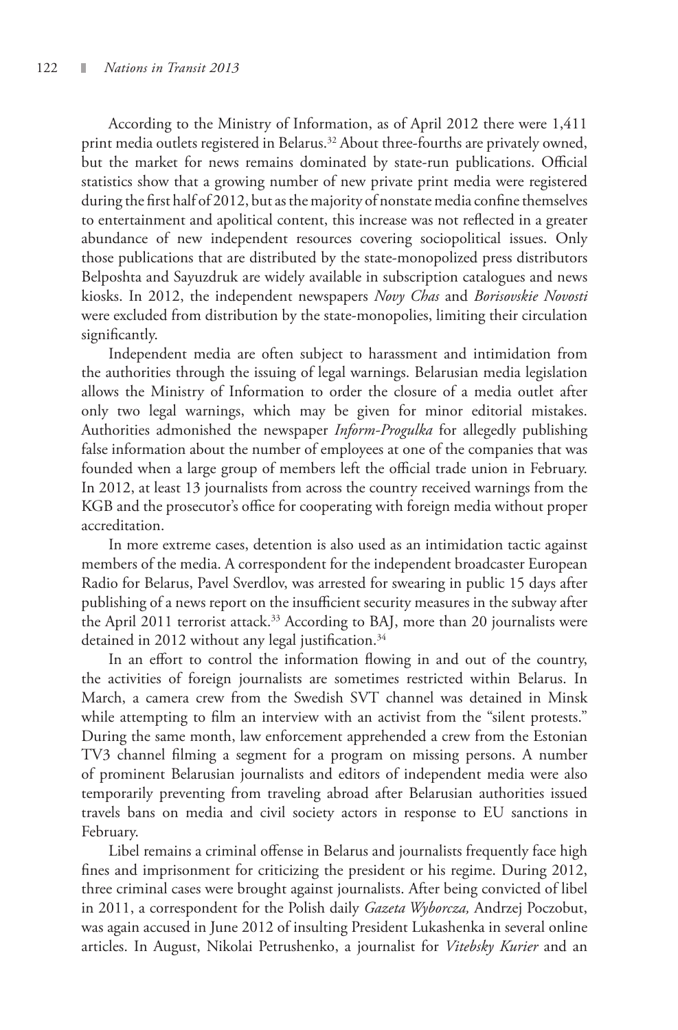According to the Ministry of Information, as of April 2012 there were 1,411 print media outlets registered in Belarus.[32] About three-fourths are privately owned, but the market for news remains dominated by state-run publications. Official statistics show that a growing number of new private print media were registered during the first half of 2012, but as the majority of nonstate media confine themselves to entertainment and apolitical content, this increase was not reflected in a greater abundance of new independent resources covering sociopolitical issues. Only those publications that are distributed by the state-monopolized press distributors Belposhta and Sayuzdruk are widely available in subscription catalogues and news kiosks. In 2012, the independent newspapers *Novy Chas* and *Borisovskie Novosti* were excluded from distribution by the state-monopolies, limiting their circulation significantly.

Independent media are often subject to harassment and intimidation from the authorities through the issuing of legal warnings. Belarusian media legislation allows the Ministry of Information to order the closure of a media outlet after only two legal warnings, which may be given for minor editorial mistakes. Authorities admonished the newspaper *Inform-Progulka* for allegedly publishing false information about the number of employees at one of the companies that was founded when a large group of members left the official trade union in February. In 2012, at least 13 journalists from across the country received warnings from the KGB and the prosecutor's office for cooperating with foreign media without proper accreditation.

In more extreme cases, detention is also used as an intimidation tactic against members of the media. A correspondent for the independent broadcaster European Radio for Belarus, Pavel Sverdlov, was arrested for swearing in public 15 days after publishing of a news report on the insufficient security measures in the subway after the April 2011 terrorist attack.[33] According to BAJ, more than 20 journalists were detained in 2012 without any legal justification.[34]

In an effort to control the information flowing in and out of the country, the activities of foreign journalists are sometimes restricted within Belarus. In March, a camera crew from the Swedish SVT channel was detained in Minsk while attempting to film an interview with an activist from the "silent protests." During the same month, law enforcement apprehended a crew from the Estonian TV3 channel filming a segment for a program on missing persons. A number of prominent Belarusian journalists and editors of independent media were also temporarily preventing from traveling abroad after Belarusian authorities issued travels bans on media and civil society actors in response to EU sanctions in February.

Libel remains a criminal offense in Belarus and journalists frequently face high fines and imprisonment for criticizing the president or his regime. During 2012, three criminal cases were brought against journalists. After being convicted of libel in 2011, a correspondent for the Polish daily *Gazeta Wyborcza,* Andrzej Poczobut, was again accused in June 2012 of insulting President Lukashenka in several online articles. In August, Nikolai Petrushenko, a journalist for *Vitebsky Kurier* and an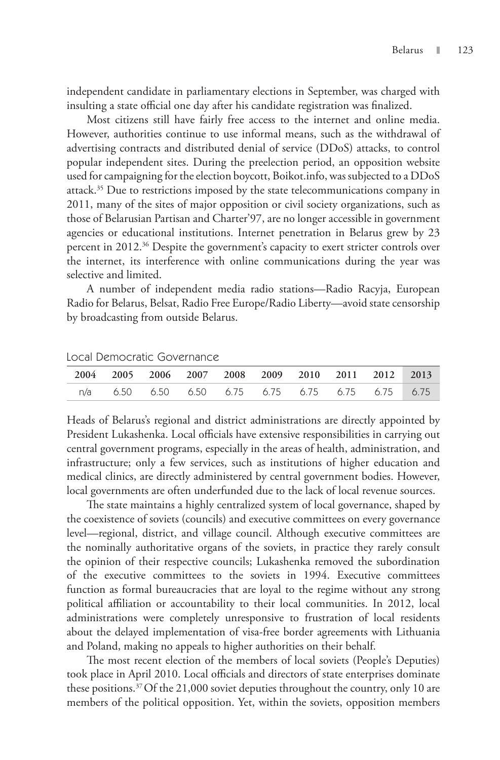independent candidate in parliamentary elections in September, was charged with insulting a state official one day after his candidate registration was finalized.

Most citizens still have fairly free access to the internet and online media. However, authorities continue to use informal means, such as the withdrawal of advertising contracts and distributed denial of service (DDoS) attacks, to control popular independent sites. During the preelection period, an opposition website used for campaigning for the election boycott, Boikot.info, was subjected to a DDoS attack.[35] Due to restrictions imposed by the state telecommunications company in 2011, many of the sites of major opposition or civil society organizations, such as those of Belarusian Partisan and Charter'97, are no longer accessible in government agencies or educational institutions. Internet penetration in Belarus grew by 23 percent in 2012.[36] Despite the government's capacity to exert stricter controls over the internet, its interference with online communications during the year was selective and limited.

A number of independent media radio stations—Radio Racyja, European Radio for Belarus, Belsat, Radio Free Europe/Radio Liberty—avoid state censorship by broadcasting from outside Belarus.

## Local Democratic Governance

| 2004 | 2005 | 2006 | 2007 | 2008 | 2009 | 2010 | 2011 | 2012 | 2013 |
|---|---|---|---|---|---|---|---|---|---|
| n/a | 6.50 | 6.50 | 6.50 | 6.75 | 6.75 | 6.75 | 6.75 | 6.75 | 6.75 |

Heads of Belarus's regional and district administrations are directly appointed by President Lukashenka. Local officials have extensive responsibilities in carrying out central government programs, especially in the areas of health, administration, and infrastructure; only a few services, such as institutions of higher education and medical clinics, are directly administered by central government bodies. However, local governments are often underfunded due to the lack of local revenue sources.

The state maintains a highly centralized system of local governance, shaped by the coexistence of soviets (councils) and executive committees on every governance level—regional, district, and village council. Although executive committees are the nominally authoritative organs of the soviets, in practice they rarely consult the opinion of their respective councils; Lukashenka removed the subordination of the executive committees to the soviets in 1994. Executive committees function as formal bureaucracies that are loyal to the regime without any strong political affiliation or accountability to their local communities. In 2012, local administrations were completely unresponsive to frustration of local residents about the delayed implementation of visa-free border agreements with Lithuania and Poland, making no appeals to higher authorities on their behalf.

The most recent election of the members of local soviets (People's Deputies) took place in April 2010. Local officials and directors of state enterprises dominate these positions.[37] Of the 21,000 soviet deputies throughout the country, only 10 are members of the political opposition. Yet, within the soviets, opposition members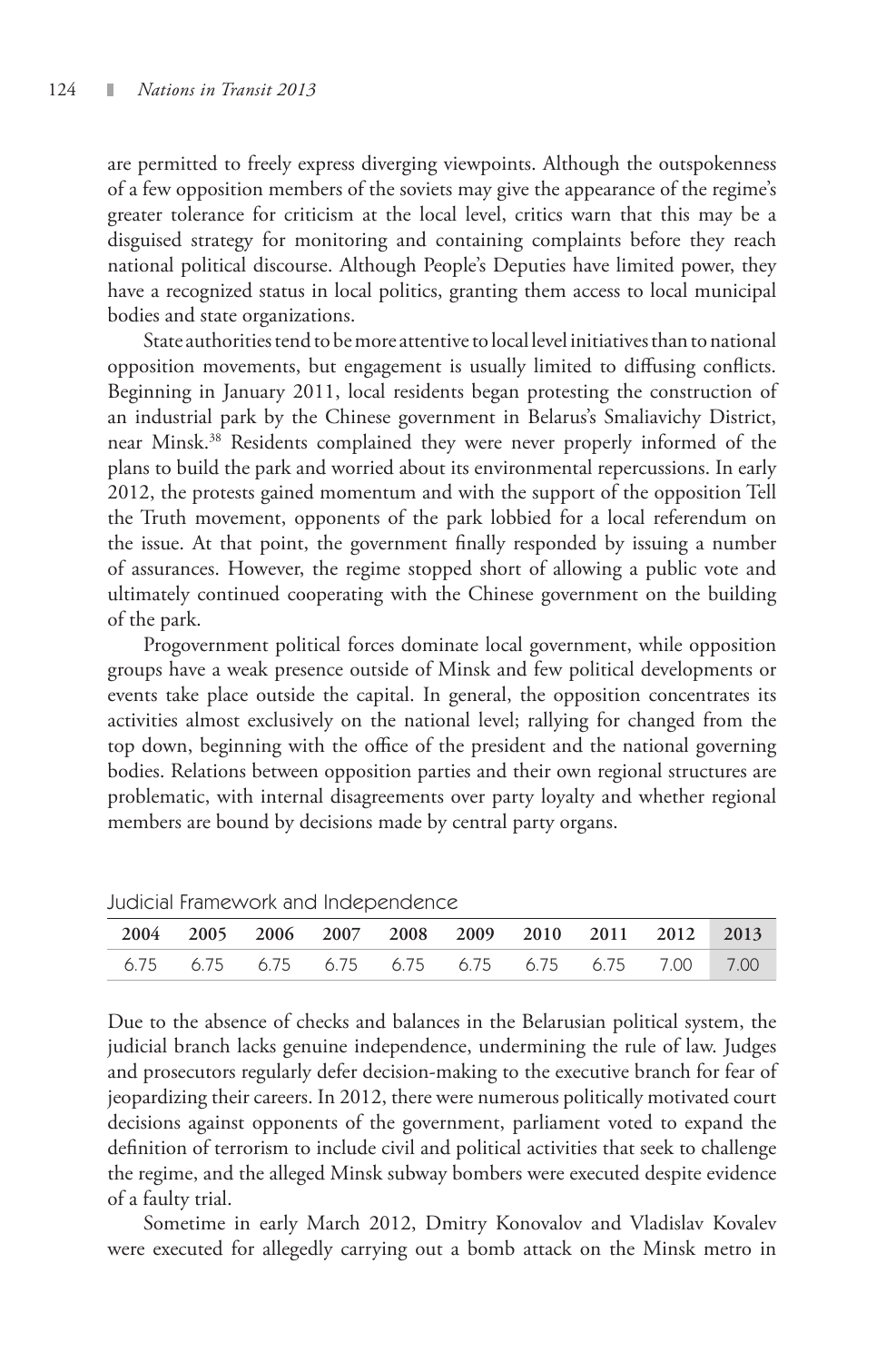are permitted to freely express diverging viewpoints. Although the outspokenness of a few opposition members of the soviets may give the appearance of the regime's greater tolerance for criticism at the local level, critics warn that this may be a disguised strategy for monitoring and containing complaints before they reach national political discourse. Although People's Deputies have limited power, they have a recognized status in local politics, granting them access to local municipal bodies and state organizations.

State authorities tend to be more attentive to local level initiatives than to national opposition movements, but engagement is usually limited to diffusing conflicts. Beginning in January 2011, local residents began protesting the construction of an industrial park by the Chinese government in Belarus's Smaliavichy District, near Minsk.[38] Residents complained they were never properly informed of the plans to build the park and worried about its environmental repercussions. In early 2012, the protests gained momentum and with the support of the opposition Tell the Truth movement, opponents of the park lobbied for a local referendum on the issue. At that point, the government finally responded by issuing a number of assurances. However, the regime stopped short of allowing a public vote and ultimately continued cooperating with the Chinese government on the building of the park.

Progovernment political forces dominate local government, while opposition groups have a weak presence outside of Minsk and few political developments or events take place outside the capital. In general, the opposition concentrates its activities almost exclusively on the national level; rallying for changed from the top down, beginning with the office of the president and the national governing bodies. Relations between opposition parties and their own regional structures are problematic, with internal disagreements over party loyalty and whether regional members are bound by decisions made by central party organs.

## Judicial Framework and Independence

| 2004 | 2005 | 2006 | 2007 | 2008 | 2009 | 2010 | 2011 | 2012 | 2013 |
|---|---|---|---|---|---|---|---|---|---|
| 6.75 | 6.75 | 6.75 | 6.75 | 6.75 | 6.75 | 6.75 | 6.75 | 7.00 | 7.00 |

Due to the absence of checks and balances in the Belarusian political system, the judicial branch lacks genuine independence, undermining the rule of law. Judges and prosecutors regularly defer decision-making to the executive branch for fear of jeopardizing their careers. In 2012, there were numerous politically motivated court decisions against opponents of the government, parliament voted to expand the definition of terrorism to include civil and political activities that seek to challenge the regime, and the alleged Minsk subway bombers were executed despite evidence of a faulty trial.

Sometime in early March 2012, Dmitry Konovalov and Vladislav Kovalev were executed for allegedly carrying out a bomb attack on the Minsk metro in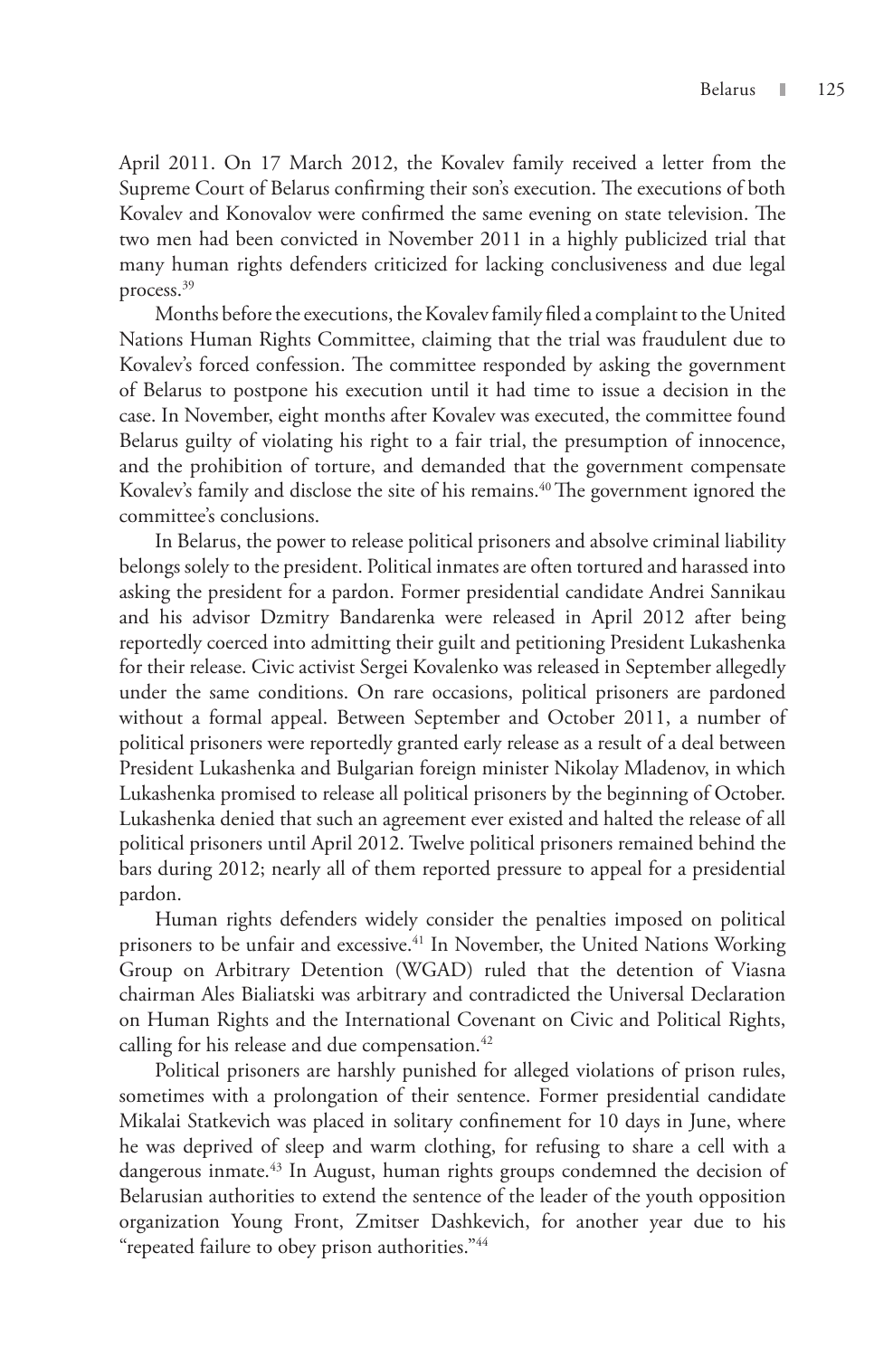April 2011. On 17 March 2012, the Kovalev family received a letter from the Supreme Court of Belarus confirming their son's execution. The executions of both Kovalev and Konovalov were confirmed the same evening on state television. The two men had been convicted in November 2011 in a highly publicized trial that many human rights defenders criticized for lacking conclusiveness and due legal process.[39]

Months before the executions, the Kovalev family filed a complaint to the United Nations Human Rights Committee, claiming that the trial was fraudulent due to Kovalev's forced confession. The committee responded by asking the government of Belarus to postpone his execution until it had time to issue a decision in the case. In November, eight months after Kovalev was executed, the committee found Belarus guilty of violating his right to a fair trial, the presumption of innocence, and the prohibition of torture, and demanded that the government compensate Kovalev's family and disclose the site of his remains.[40] The government ignored the committee's conclusions.

In Belarus, the power to release political prisoners and absolve criminal liability belongs solely to the president. Political inmates are often tortured and harassed into asking the president for a pardon. Former presidential candidate Andrei Sannikau and his advisor Dzmitry Bandarenka were released in April 2012 after being reportedly coerced into admitting their guilt and petitioning President Lukashenka for their release. Civic activist Sergei Kovalenko was released in September allegedly under the same conditions. On rare occasions, political prisoners are pardoned without a formal appeal. Between September and October 2011, a number of political prisoners were reportedly granted early release as a result of a deal between President Lukashenka and Bulgarian foreign minister Nikolay Mladenov, in which Lukashenka promised to release all political prisoners by the beginning of October. Lukashenka denied that such an agreement ever existed and halted the release of all political prisoners until April 2012. Twelve political prisoners remained behind the bars during 2012; nearly all of them reported pressure to appeal for a presidential pardon.

Human rights defenders widely consider the penalties imposed on political prisoners to be unfair and excessive.[41] In November, the United Nations Working Group on Arbitrary Detention (WGAD) ruled that the detention of Viasna chairman Ales Bialiatski was arbitrary and contradicted the Universal Declaration on Human Rights and the International Covenant on Civic and Political Rights, calling for his release and due compensation.[42]

Political prisoners are harshly punished for alleged violations of prison rules, sometimes with a prolongation of their sentence. Former presidential candidate Mikalai Statkevich was placed in solitary confinement for 10 days in June, where he was deprived of sleep and warm clothing, for refusing to share a cell with a dangerous inmate.[43] In August, human rights groups condemned the decision of Belarusian authorities to extend the sentence of the leader of the youth opposition organization Young Front, Zmitser Dashkevich, for another year due to his "repeated failure to obey prison authorities."[44]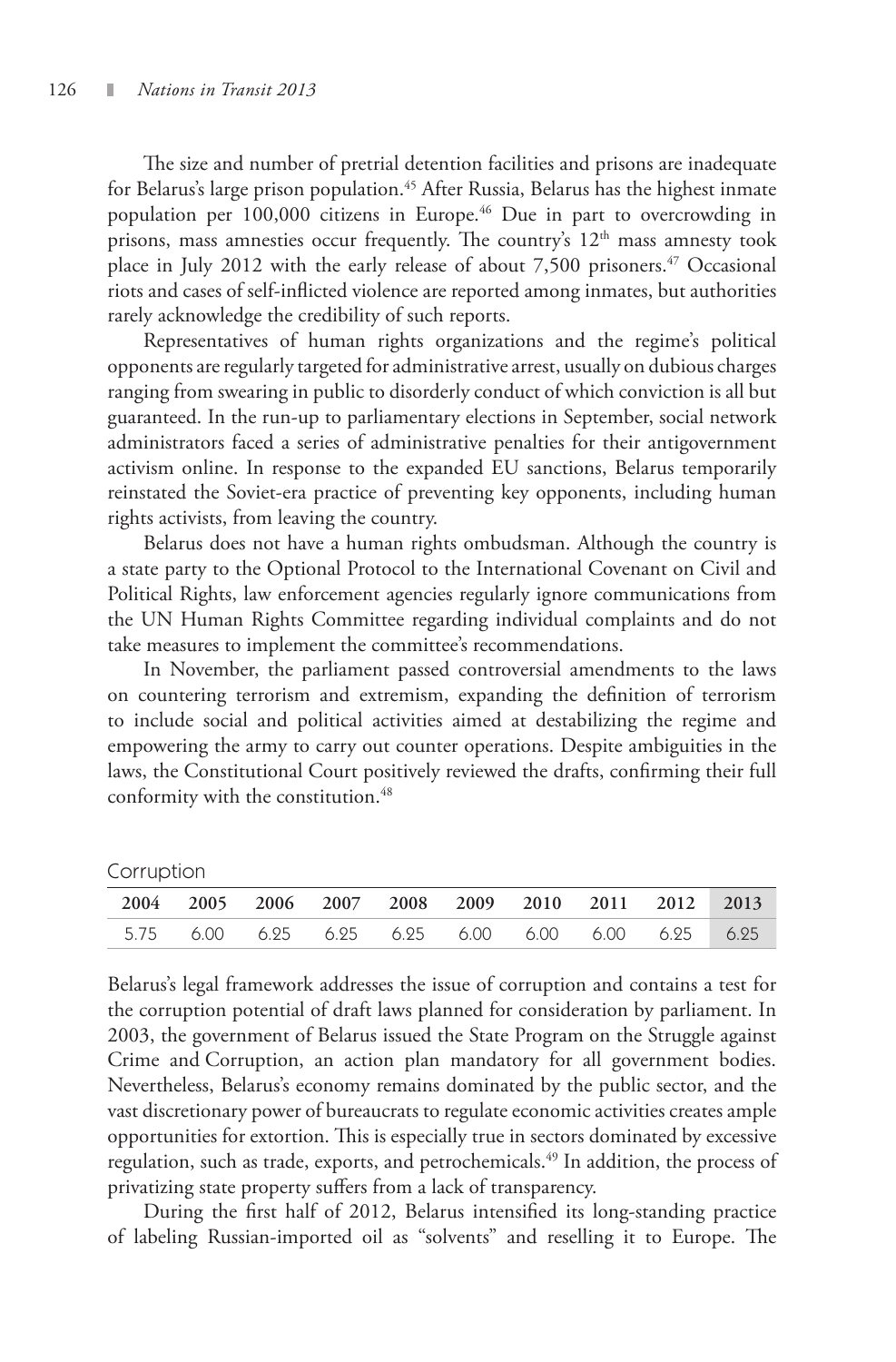The size and number of pretrial detention facilities and prisons are inadequate for Belarus's large prison population.[45] After Russia, Belarus has the highest inmate population per 100,000 citizens in Europe.[46] Due in part to overcrowding in prisons, mass amnesties occur frequently. The country's 12th mass amnesty took place in July 2012 with the early release of about 7,500 prisoners.[47] Occasional riots and cases of self-inflicted violence are reported among inmates, but authorities rarely acknowledge the credibility of such reports.

Representatives of human rights organizations and the regime's political opponents are regularly targeted for administrative arrest, usually on dubious charges ranging from swearing in public to disorderly conduct of which conviction is all but guaranteed. In the run-up to parliamentary elections in September, social network administrators faced a series of administrative penalties for their antigovernment activism online. In response to the expanded EU sanctions, Belarus temporarily reinstated the Soviet-era practice of preventing key opponents, including human rights activists, from leaving the country.

Belarus does not have a human rights ombudsman. Although the country is a state party to the Optional Protocol to the International Covenant on Civil and Political Rights, law enforcement agencies regularly ignore communications from the UN Human Rights Committee regarding individual complaints and do not take measures to implement the committee's recommendations.

In November, the parliament passed controversial amendments to the laws on countering terrorism and extremism, expanding the definition of terrorism to include social and political activities aimed at destabilizing the regime and empowering the army to carry out counter operations. Despite ambiguities in the laws, the Constitutional Court positively reviewed the drafts, confirming their full conformity with the constitution.[48]

## Corruption

| 2004 | 2005 | 2006 | 2007 | 2008 | 2009 | 2010 | 2011 | 2012 | 2013 |
|---|---|---|---|---|---|---|---|---|---|
| 5.75 | 6.00 | 6.25 | 6.25 | 6.25 | 6.00 | 6.00 | 6.00 | 6.25 | 6.25 |

Belarus's legal framework addresses the issue of corruption and contains a test for the corruption potential of draft laws planned for consideration by parliament. In 2003, the government of Belarus issued the State Program on the Struggle against Crime and Corruption, an action plan mandatory for all government bodies. Nevertheless, Belarus's economy remains dominated by the public sector, and the vast discretionary power of bureaucrats to regulate economic activities creates ample opportunities for extortion. This is especially true in sectors dominated by excessive regulation, such as trade, exports, and petrochemicals.[49] In addition, the process of privatizing state property suffers from a lack of transparency.

During the first half of 2012, Belarus intensified its long-standing practice of labeling Russian-imported oil as "solvents" and reselling it to Europe. The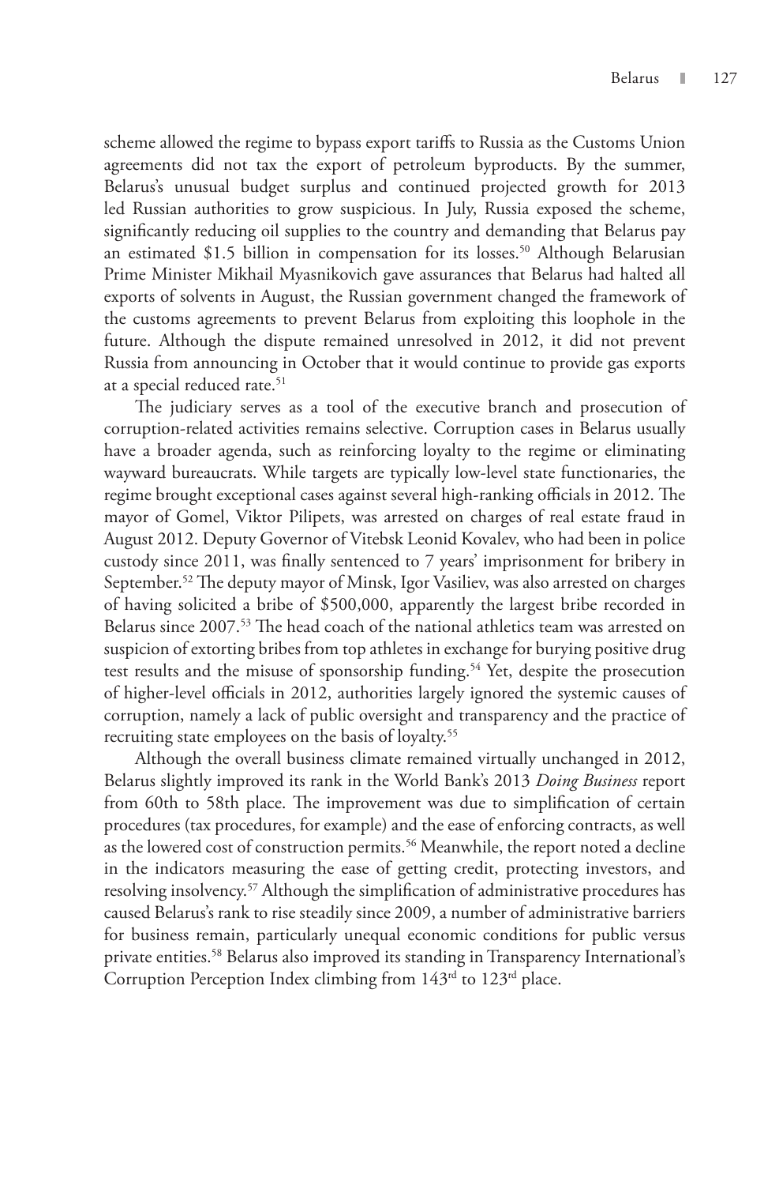scheme allowed the regime to bypass export tariffs to Russia as the Customs Union agreements did not tax the export of petroleum byproducts. By the summer, Belarus's unusual budget surplus and continued projected growth for 2013 led Russian authorities to grow suspicious. In July, Russia exposed the scheme, significantly reducing oil supplies to the country and demanding that Belarus pay an estimated $1.5 billion in compensation for its losses.[50] Although Belarusian Prime Minister Mikhail Myasnikovich gave assurances that Belarus had halted all exports of solvents in August, the Russian government changed the framework of the customs agreements to prevent Belarus from exploiting this loophole in the future. Although the dispute remained unresolved in 2012, it did not prevent Russia from announcing in October that it would continue to provide gas exports at a special reduced rate.[51]

The judiciary serves as a tool of the executive branch and prosecution of corruption-related activities remains selective. Corruption cases in Belarus usually have a broader agenda, such as reinforcing loyalty to the regime or eliminating wayward bureaucrats. While targets are typically low-level state functionaries, the regime brought exceptional cases against several high-ranking officials in 2012. The mayor of Gomel, Viktor Pilipets, was arrested on charges of real estate fraud in August 2012. Deputy Governor of Vitebsk Leonid Kovalev, who had been in police custody since 2011, was finally sentenced to 7 years' imprisonment for bribery in September.[52] The deputy mayor of Minsk, Igor Vasiliev, was also arrested on charges of having solicited a bribe of $500,000, apparently the largest bribe recorded in Belarus since 2007.[53] The head coach of the national athletics team was arrested on suspicion of extorting bribes from top athletes in exchange for burying positive drug test results and the misuse of sponsorship funding.[54] Yet, despite the prosecution of higher-level officials in 2012, authorities largely ignored the systemic causes of corruption, namely a lack of public oversight and transparency and the practice of recruiting state employees on the basis of loyalty.[55]

Although the overall business climate remained virtually unchanged in 2012, Belarus slightly improved its rank in the World Bank's 2013 *Doing Business* report from 60th to 58th place. The improvement was due to simplification of certain procedures (tax procedures, for example) and the ease of enforcing contracts, as well as the lowered cost of construction permits.[56] Meanwhile, the report noted a decline in the indicators measuring the ease of getting credit, protecting investors, and resolving insolvency.[57] Although the simplification of administrative procedures has caused Belarus's rank to rise steadily since 2009, a number of administrative barriers for business remain, particularly unequal economic conditions for public versus private entities.[58] Belarus also improved its standing in Transparency International's Corruption Perception Index climbing from 143rd to 123rd place.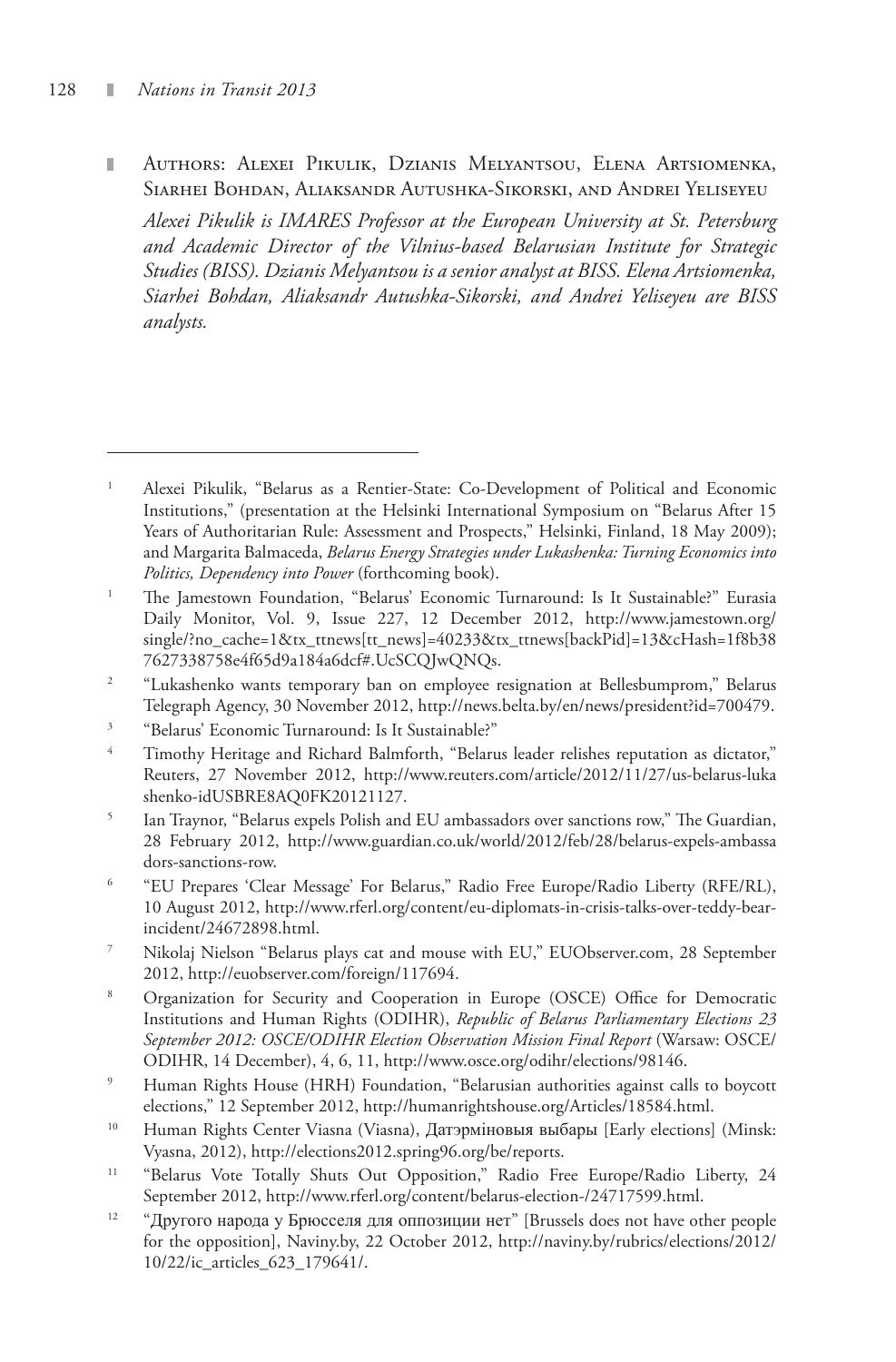Authors: Alexei Pikulik, Dzianis Melyantsou, Elena Artsiomenka, Siarhei Bohdan, Aliaksandr Autushka-Sikorski, and Andrei Yeliseyeu

*Alexei Pikulik is IMARES Professor at the European University at St. Petersburg and Academic Director of the Vilnius-based Belarusian Institute for Strategic Studies (BISS). Dzianis Melyantsou is a senior analyst at BISS. Elena Artsiomenka, Siarhei Bohdan, Aliaksandr Autushka-Sikorski, and Andrei Yeliseyeu are BISS analysts.*

---

[1] Alexei Pikulik, "Belarus as a Rentier-State: Co-Development of Political and Economic Institutions," (presentation at the Helsinki International Symposium on "Belarus After 15 Years of Authoritarian Rule: Assessment and Prospects," Helsinki, Finland, 18 May 2009); and Margarita Balmaceda, *Belarus Energy Strategies under Lukashenka: Turning Economics into Politics, Dependency into Power* (forthcoming book).

[1] The Jamestown Foundation, "Belarus' Economic Turnaround: Is It Sustainable?" Eurasia Daily Monitor, Vol. 9, Issue 227, 12 December 2012, http://www.jamestown.org/single/?no_cache=1&tx_ttnews[tt_news]=40233&tx_ttnews[backPid]=13&cHash=1f8b387627338758e4f65d9a184a6dcf#.UcSCQJwQNQs.

[2] "Lukashenko wants temporary ban on employee resignation at Bellesbumprom," Belarus Telegraph Agency, 30 November 2012, http://news.belta.by/en/news/president?id=700479.

[3] "Belarus' Economic Turnaround: Is It Sustainable?"

[4] Timothy Heritage and Richard Balmforth, "Belarus leader relishes reputation as dictator," Reuters, 27 November 2012, http://www.reuters.com/article/2012/11/27/us-belarus-lukashenko-idUSBRE8AQ0FK20121127.

[5] Ian Traynor, "Belarus expels Polish and EU ambassadors over sanctions row," The Guardian, 28 February 2012, http://www.guardian.co.uk/world/2012/feb/28/belarus-expels-ambassadors-sanctions-row.

[6] "EU Prepares 'Clear Message' For Belarus," Radio Free Europe/Radio Liberty (RFE/RL), 10 August 2012, http://www.rferl.org/content/eu-diplomats-in-crisis-talks-over-teddy-bear-incident/24672898.html.

[7] Nikolaj Nielson "Belarus plays cat and mouse with EU," EUObserver.com, 28 September 2012, http://euobserver.com/foreign/117694.

[8] Organization for Security and Cooperation in Europe (OSCE) Office for Democratic Institutions and Human Rights (ODIHR), *Republic of Belarus Parliamentary Elections 23 September 2012: OSCE/ODIHR Election Observation Mission Final Report* (Warsaw: OSCE/ODIHR, 14 December), 4, 6, 11, http://www.osce.org/odihr/elections/98146.

[9] Human Rights House (HRH) Foundation, "Belarusian authorities against calls to boycott elections," 12 September 2012, http://humanrightshouse.org/Articles/18584.html.

[10] Human Rights Center Viasna (Viasna), Датэрміновыя выбары [Early elections] (Minsk: Vyasna, 2012), http://elections2012.spring96.org/be/reports.

[11] "Belarus Vote Totally Shuts Out Opposition," Radio Free Europe/Radio Liberty, 24 September 2012, http://www.rferl.org/content/belarus-election-/24717599.html.

[12] "Другого народа у Брюсселя для оппозиции нет" [Brussels does not have other people for the opposition], Naviny.by, 22 October 2012, http://naviny.by/rubrics/elections/2012/10/22/ic_articles_623_179641/.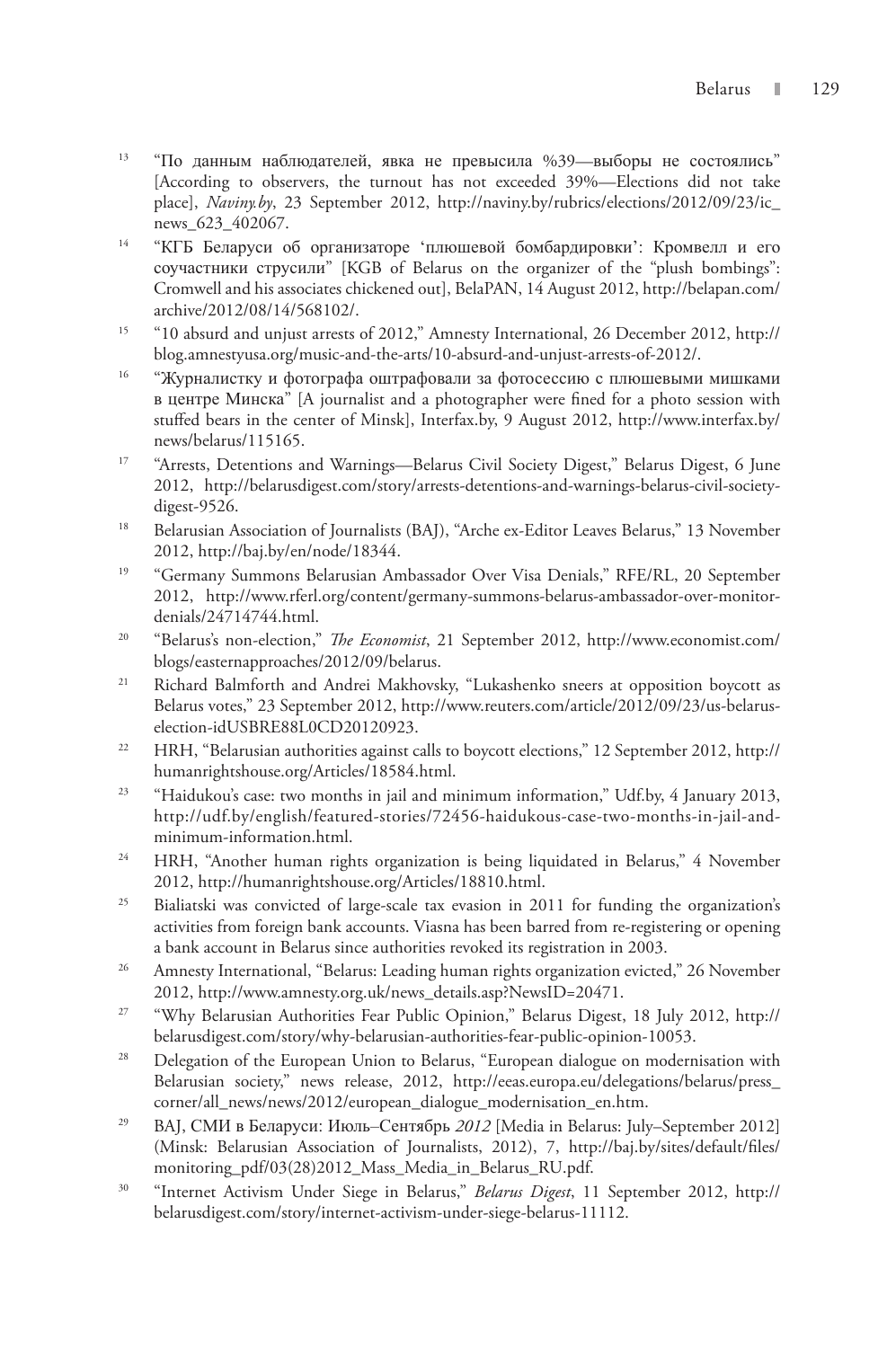13. "По данным наблюдателей, явка не превысила %39—выборы не состоялись" [According to observers, the turnout has not exceeded 39%—Elections did not take place], *Naviny.by*, 23 September 2012, http://naviny.by/rubrics/elections/2012/09/23/ic_news_623_402067.

14. "КГБ Беларуси об организаторе 'плюшевой бомбардировки': Кромвелл и его соучастники струсили" [KGB of Belarus on the organizer of the "plush bombings": Cromwell and his associates chickened out], BelaPAN, 14 August 2012, http://belapan.com/archive/2012/08/14/568102/.

15. "10 absurd and unjust arrests of 2012," Amnesty International, 26 December 2012, http://blog.amnestyusa.org/music-and-the-arts/10-absurd-and-unjust-arrests-of-2012/.

16. "Журналистку и фотографа оштрафовали за фотосессию с плюшевыми мишками в центре Минска" [A journalist and a photographer were fined for a photo session with stuffed bears in the center of Minsk], Interfax.by, 9 August 2012, http://www.interfax.by/news/belarus/115165.

17. "Arrests, Detentions and Warnings—Belarus Civil Society Digest," Belarus Digest, 6 June 2012, http://belarusdigest.com/story/arrests-detentions-and-warnings-belarus-civil-society-digest-9526.

18. Belarusian Association of Journalists (BAJ), "Arche ex-Editor Leaves Belarus," 13 November 2012, http://baj.by/en/node/18344.

19. "Germany Summons Belarusian Ambassador Over Visa Denials," RFE/RL, 20 September 2012, http://www.rferl.org/content/germany-summons-belarus-ambassador-over-monitor-denials/24714744.html.

20. "Belarus's non-election," *The Economist*, 21 September 2012, http://www.economist.com/blogs/easternapproaches/2012/09/belarus.

21. Richard Balmforth and Andrei Makhovsky, "Lukashenko sneers at opposition boycott as Belarus votes," 23 September 2012, http://www.reuters.com/article/2012/09/23/us-belarus-election-idUSBRE88L0CD20120923.

22. HRH, "Belarusian authorities against calls to boycott elections," 12 September 2012, http://humanrightshouse.org/Articles/18584.html.

23. "Haidukou's case: two months in jail and minimum information," Udf.by, 4 January 2013, http://udf.by/english/featured-stories/72456-haidukous-case-two-months-in-jail-and-minimum-information.html.

24. HRH, "Another human rights organization is being liquidated in Belarus," 4 November 2012, http://humanrightshouse.org/Articles/18810.html.

25. Bialiatski was convicted of large-scale tax evasion in 2011 for funding the organization's activities from foreign bank accounts. Viasna has been barred from re-registering or opening a bank account in Belarus since authorities revoked its registration in 2003.

26. Amnesty International, "Belarus: Leading human rights organization evicted," 26 November 2012, http://www.amnesty.org.uk/news_details.asp?NewsID=20471.

27. "Why Belarusian Authorities Fear Public Opinion," Belarus Digest, 18 July 2012, http://belarusdigest.com/story/why-belarusian-authorities-fear-public-opinion-10053.

28. Delegation of the European Union to Belarus, "European dialogue on modernisation with Belarusian society," news release, 2012, http://eeas.europa.eu/delegations/belarus/press_corner/all_news/news/2012/european_dialogue_modernisation_en.htm.

29. BAJ, СМИ в Беларуси: Июль–Сентябрь *2012* [Media in Belarus: July–September 2012] (Minsk: Belarusian Association of Journalists, 2012), 7, http://baj.by/sites/default/files/monitoring_pdf/03(28)2012_Mass_Media_in_Belarus_RU.pdf.

30. "Internet Activism Under Siege in Belarus," *Belarus Digest*, 11 September 2012, http://belarusdigest.com/story/internet-activism-under-siege-belarus-11112.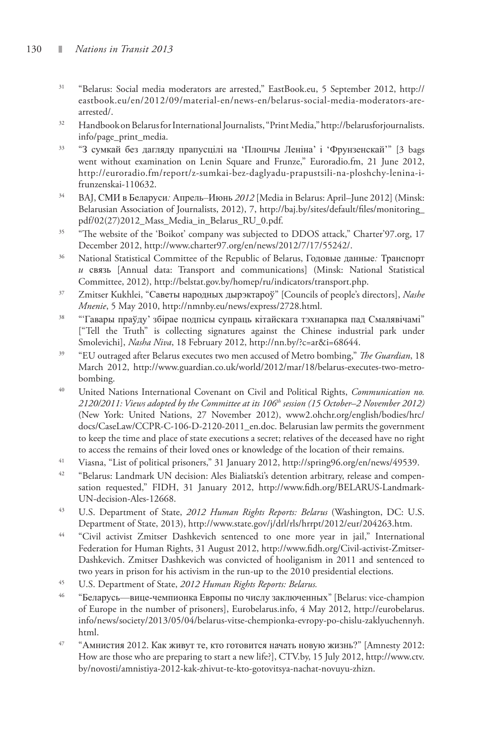31 "Belarus: Social media moderators are arrested," EastBook.eu, 5 September 2012, http://eastbook.eu/en/2012/09/material-en/news-en/belarus-social-media-moderators-are-arrested/.

32 Handbook on Belarus for International Journalists, "Print Media," http://belarusforjournalists.info/page_print_media.

33 "З сумкай без дагляду прапусцілі на 'Плошчы Леніна' і 'Фрунзенскай'" [3 bags went without examination on Lenin Square and Frunze," Euroradio.fm, 21 June 2012, http://euroradio.fm/report/z-sumkai-bez-daglyadu-prapustsili-na-ploshchy-lenina-i-frunzenskai-110632.

34 BAJ, СМИ в Беларуси*:* Апрель–Июнь *2012* [Media in Belarus: April–June 2012] (Minsk: Belarusian Association of Journalists, 2012), 7, http://baj.by/sites/default/files/monitoring_pdf/02(27)2012_Mass_Media_in_Belarus_RU_0.pdf.

35 "The website of the 'Boikot' company was subjected to DDOS attack," Charter'97.org, 17 December 2012, http://www.charter97.org/en/news/2012/7/17/55242/.

36 National Statistical Committee of the Republic of Belarus, Годовые данные*:* Транспорт *и* связь [Annual data: Transport and communications] (Minsk: National Statistical Committee, 2012), http://belstat.gov.by/homep/ru/indicators/transport.php.

37 Zmitser Kukhlei, "Саветы народных дырэктароў" [Councils of people's directors], *Nashe Mnenie*, 5 May 2010, http://nmnby.eu/news/express/2728.html.

38 "'Гавары праўду' збірае подпісы супраць кітайскага тэхнапарка пад Смалявічамі" ["Tell the Truth" is collecting signatures against the Chinese industrial park under Smolevichi], *Nasha Niva*, 18 February 2012, http://nn.by/?c=ar&i=68644.

39 "EU outraged after Belarus executes two men accused of Metro bombing," *The Guardian*, 18 March 2012, http://www.guardian.co.uk/world/2012/mar/18/belarus-executes-two-metro-bombing.

40 United Nations International Covenant on Civil and Political Rights, *Communication no. 2120/2011: Views adopted by the Committee at its 106th session (15 October–2 November 2012)* (New York: United Nations, 27 November 2012), www2.ohchr.org/english/bodies/hrc/docs/CaseLaw/CCPR-C-106-D-2120-2011_en.doc. Belarusian law permits the government to keep the time and place of state executions a secret; relatives of the deceased have no right to access the remains of their loved ones or knowledge of the location of their remains.

41 Viasna, "List of political prisoners," 31 January 2012, http://spring96.org/en/news/49539.

42 "Belarus: Landmark UN decision: Ales Bialiatski's detention arbitrary, release and compensation requested," FIDH, 31 January 2012, http://www.fidh.org/BELARUS-Landmark-UN-decision-Ales-12668.

43 U.S. Department of State, *2012 Human Rights Reports: Belarus* (Washington, DC: U.S. Department of State, 2013), http://www.state.gov/j/drl/rls/hrrpt/2012/eur/204263.htm.

44 "Civil activist Zmitser Dashkevich sentenced to one more year in jail," International Federation for Human Rights, 31 August 2012, http://www.fidh.org/Civil-activist-Zmitser-Dashkevich. Zmitser Dashkevich was convicted of hooliganism in 2011 and sentenced to two years in prison for his activism in the run-up to the 2010 presidential elections.

45 U.S. Department of State, *2012 Human Rights Reports: Belarus.*

46 "Беларусь—вице-чемпионка Европы по числу заключенных" [Belarus: vice-champion of Europe in the number of prisoners], Eurobelarus.info, 4 May 2012, http://eurobelarus.info/news/society/2013/05/04/belarus-vitse-chempionka-evropy-po-chislu-zaklyuchennyh.html.

47 "Амнистия 2012. Как живут те, кто готовится начать новую жизнь?" [Amnesty 2012: How are those who are preparing to start a new life?], CTV.by, 15 July 2012, http://www.ctv.by/novosti/amnistiya-2012-kak-zhivut-te-kto-gotovitsya-nachat-novuyu-zhizn.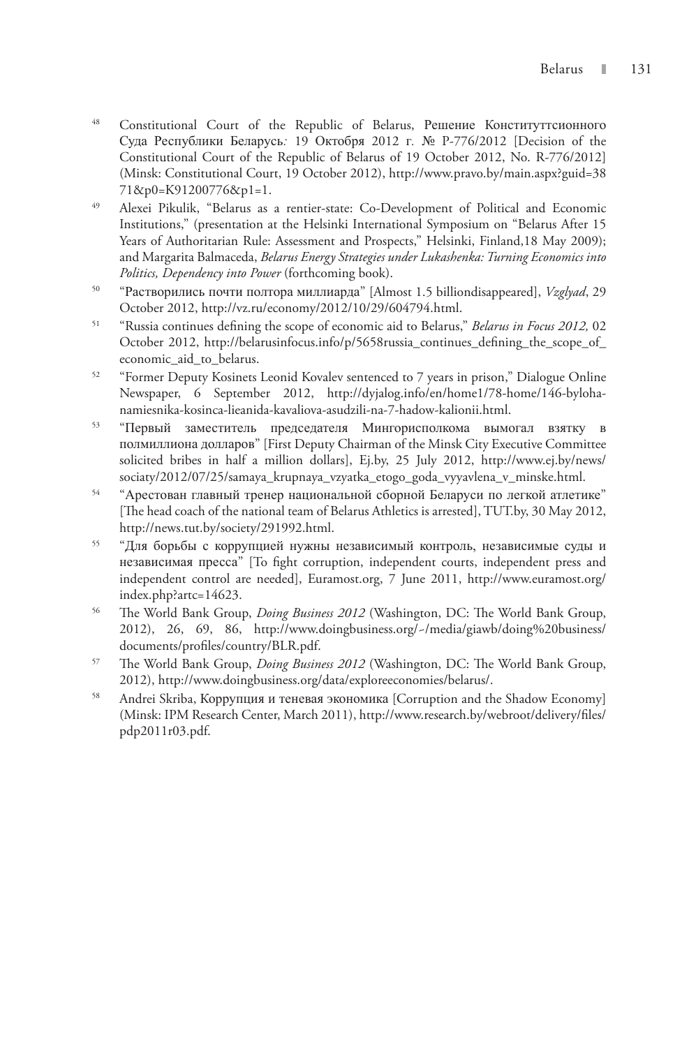48 Constitutional Court of the Republic of Belarus, Решение Конститутгсионного Суда Республики Беларусь*:* 19 Октобря 2012 г. № Р-776/2012 [Decision of the Constitutional Court of the Republic of Belarus of 19 October 2012, No. R-776/2012] (Minsk: Constitutional Court, 19 October 2012), http://www.pravo.by/main.aspx?guid=3871&p0=K91200776&p1=1.

49 Alexei Pikulik, "Belarus as a rentier-state: Co-Development of Political and Economic Institutions," (presentation at the Helsinki International Symposium on "Belarus After 15 Years of Authoritarian Rule: Assessment and Prospects," Helsinki, Finland,18 May 2009); and Margarita Balmaceda, *Belarus Energy Strategies under Lukashenka: Turning Economics into Politics, Dependency into Power* (forthcoming book).

50 "Растворились почти полтора миллиарда" [Almost 1.5 billiondisappeared], *Vzglyad*, 29 October 2012, http://vz.ru/economy/2012/10/29/604794.html.

51 "Russia continues defining the scope of economic aid to Belarus," *Belarus in Focus 2012,* 02 October 2012, http://belarusinfocus.info/p/5658russia_continues_defining_the_scope_of_economic_aid_to_belarus.

52 "Former Deputy Kosinets Leonid Kovalev sentenced to 7 years in prison," Dialogue Online Newspaper, 6 September 2012, http://dyjalog.info/en/home1/78-home/146-byloha-namiesnika-kosinca-lieanida-kavaliova-asudzili-na-7-hadow-kalionii.html.

53 "Первый заместитель председателя Мингорисполкома вымогал взятку в полмиллиона долларов" [First Deputy Chairman of the Minsk City Executive Committee solicited bribes in half a million dollars], Ej.by, 25 July 2012, http://www.ej.by/news/sociaty/2012/07/25/samaya_krupnaya_vzyatka_etogo_goda_vyyavlena_v_minske.html.

54 "Арестован главный тренер национальной сборной Беларуси по легкой атлетике" [The head coach of the national team of Belarus Athletics is arrested], TUT.by, 30 May 2012, http://news.tut.by/society/291992.html.

55 "Для борьбы с коррупцией нужны независимый контроль, независимые суды и независимая пресса" [To fight corruption, independent courts, independent press and independent control are needed], Euramost.org, 7 June 2011, http://www.euramost.org/index.php?artc=14623.

56 The World Bank Group, *Doing Business 2012* (Washington, DC: The World Bank Group, 2012), 26, 69, 86, http://www.doingbusiness.org/~/media/giawb/doing%20business/documents/profiles/country/BLR.pdf.

57 The World Bank Group, *Doing Business 2012* (Washington, DC: The World Bank Group, 2012), http://www.doingbusiness.org/data/exploreeconomies/belarus/.

58 Andrei Skriba, Коррупция и теневая экономика [Corruption and the Shadow Economy] (Minsk: IPM Research Center, March 2011), http://www.research.by/webroot/delivery/files/pdp2011r03.pdf.